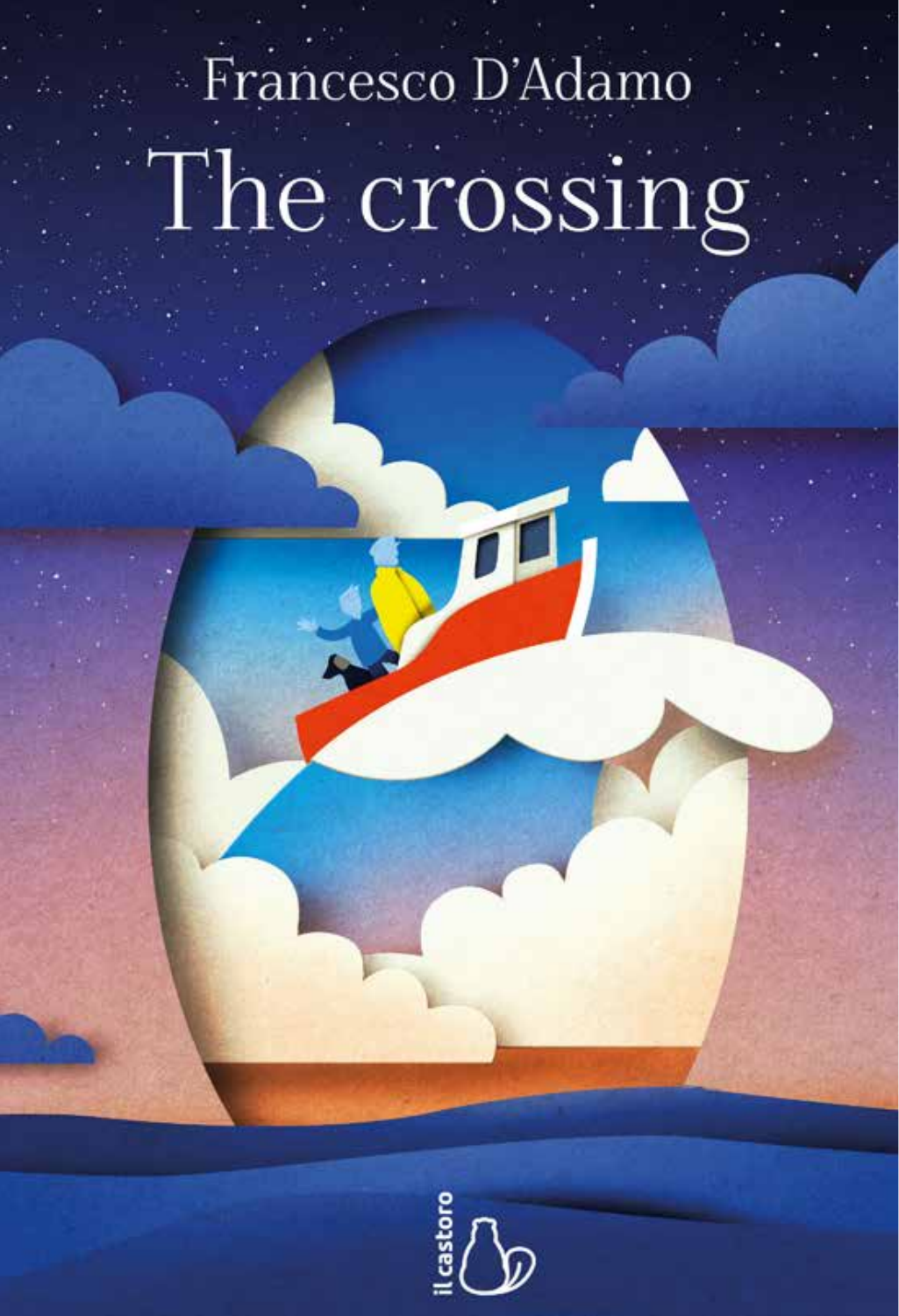Francesco D'Adamo

# The crossing

il castoro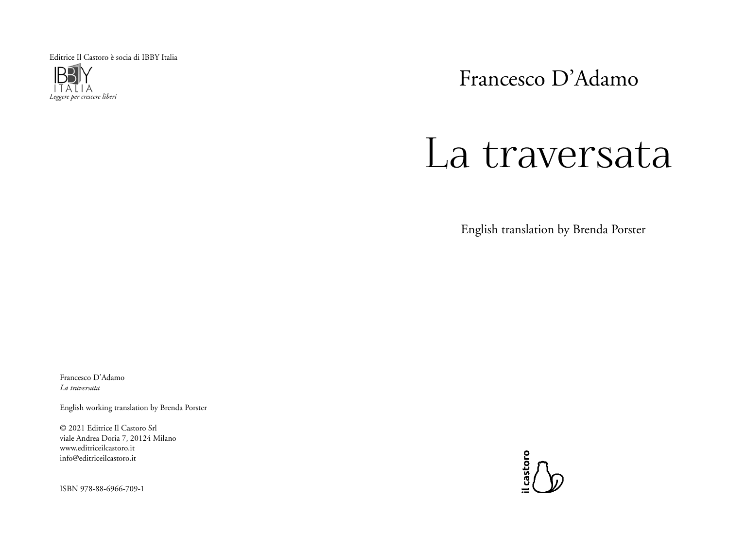Editrice Il Castoro è socia di IBBY Italia

IBBY ITALIA
*Leggere per crescere liberi*

Francesco D'Adamo

# La traversata

English translation by Brenda Porster

Francesco D'Adamo
*La traversata*

English working translation by Brenda Porster

© 2021 Editrice Il Castoro Srl
viale Andrea Doria 7, 20124 Milano
www.editriceilcastoro.it
info@editriceilcastoro.it

ISBN 978-88-6966-709-1

il castoro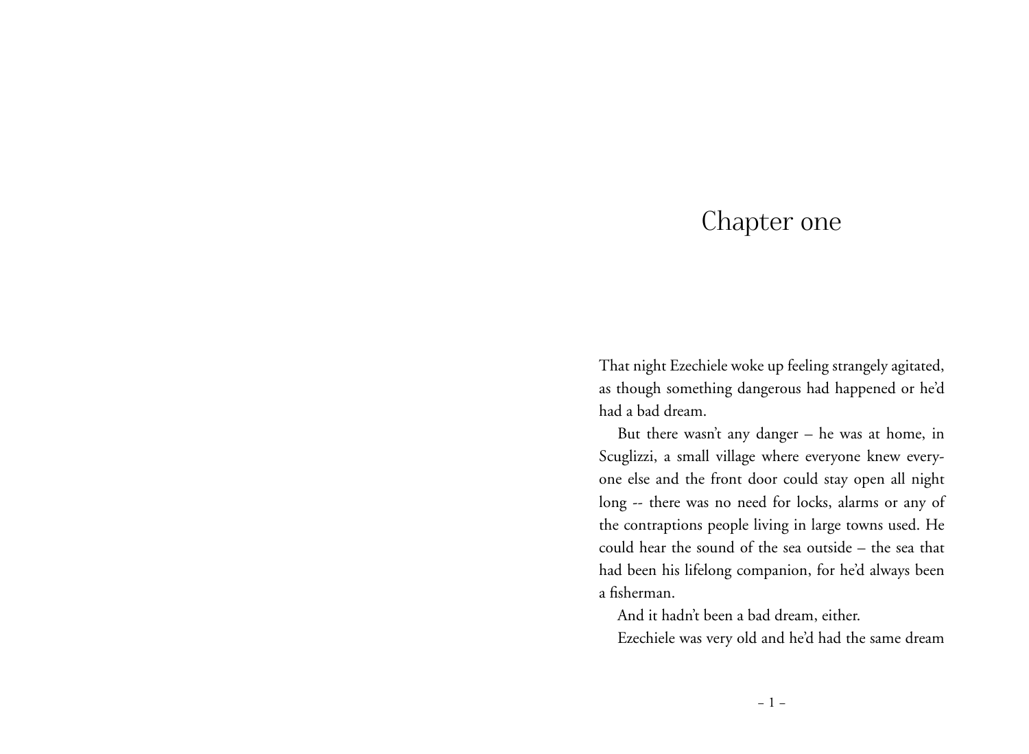# Chapter one

That night Ezechiele woke up feeling strangely agitated, as though something dangerous had happened or he'd had a bad dream.

But there wasn't any danger – he was at home, in Scuglizzi, a small village where everyone knew everyone else and the front door could stay open all night long -- there was no need for locks, alarms or any of the contraptions people living in large towns used. He could hear the sound of the sea outside – the sea that had been his lifelong companion, for he'd always been a fisherman.

And it hadn't been a bad dream, either.

Ezechiele was very old and he'd had the same dream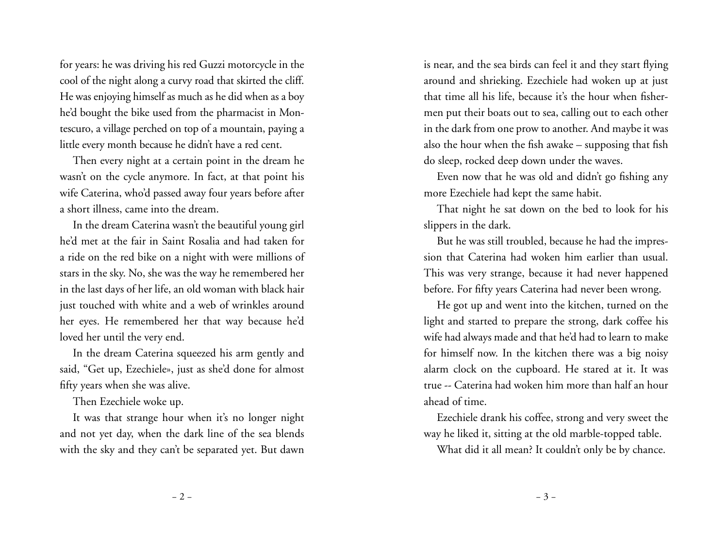for years: he was driving his red Guzzi motorcycle in the cool of the night along a curvy road that skirted the cliff. He was enjoying himself as much as he did when as a boy he'd bought the bike used from the pharmacist in Montescuro, a village perched on top of a mountain, paying a little every month because he didn't have a red cent.

Then every night at a certain point in the dream he wasn't on the cycle anymore. In fact, at that point his wife Caterina, who'd passed away four years before after a short illness, came into the dream.

In the dream Caterina wasn't the beautiful young girl he'd met at the fair in Saint Rosalia and had taken for a ride on the red bike on a night with were millions of stars in the sky. No, she was the way he remembered her in the last days of her life, an old woman with black hair just touched with white and a web of wrinkles around her eyes. He remembered her that way because he'd loved her until the very end.

In the dream Caterina squeezed his arm gently and said, "Get up, Ezechiele», just as she'd done for almost fifty years when she was alive.

Then Ezechiele woke up.

It was that strange hour when it's no longer night and not yet day, when the dark line of the sea blends with the sky and they can't be separated yet. But dawn is near, and the sea birds can feel it and they start flying around and shrieking. Ezechiele had woken up at just that time all his life, because it's the hour when fishermen put their boats out to sea, calling out to each other in the dark from one prow to another. And maybe it was also the hour when the fish awake – supposing that fish do sleep, rocked deep down under the waves.

Even now that he was old and didn't go fishing any more Ezechiele had kept the same habit.

That night he sat down on the bed to look for his slippers in the dark.

But he was still troubled, because he had the impression that Caterina had woken him earlier than usual. This was very strange, because it had never happened before. For fifty years Caterina had never been wrong.

He got up and went into the kitchen, turned on the light and started to prepare the strong, dark coffee his wife had always made and that he'd had to learn to make for himself now. In the kitchen there was a big noisy alarm clock on the cupboard. He stared at it. It was true -- Caterina had woken him more than half an hour ahead of time.

Ezechiele drank his coffee, strong and very sweet the way he liked it, sitting at the old marble-topped table.

What did it all mean? It couldn't only be by chance.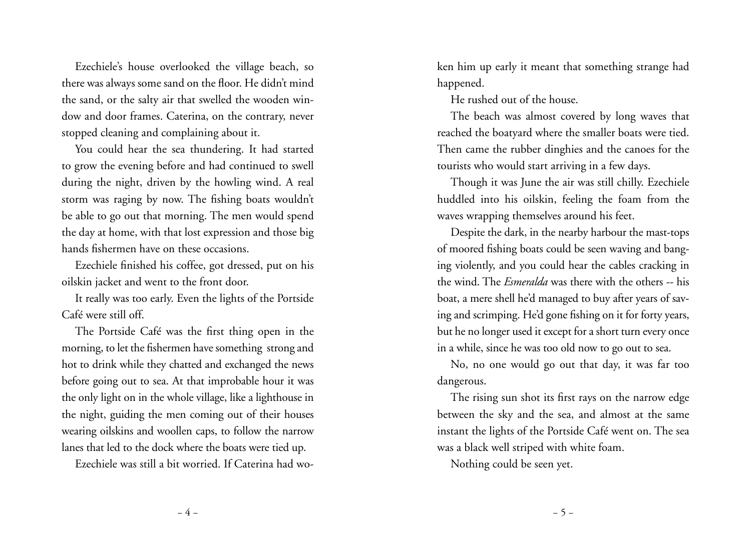Ezechiele's house overlooked the village beach, so there was always some sand on the floor. He didn't mind the sand, or the salty air that swelled the wooden window and door frames. Caterina, on the contrary, never stopped cleaning and complaining about it.

You could hear the sea thundering. It had started to grow the evening before and had continued to swell during the night, driven by the howling wind. A real storm was raging by now. The fishing boats wouldn't be able to go out that morning. The men would spend the day at home, with that lost expression and those big hands fishermen have on these occasions.

Ezechiele finished his coffee, got dressed, put on his oilskin jacket and went to the front door.

It really was too early. Even the lights of the Portside Café were still off.

The Portside Café was the first thing open in the morning, to let the fishermen have something strong and hot to drink while they chatted and exchanged the news before going out to sea. At that improbable hour it was the only light on in the whole village, like a lighthouse in the night, guiding the men coming out of their houses wearing oilskins and woollen caps, to follow the narrow lanes that led to the dock where the boats were tied up.

Ezechiele was still a bit worried. If Caterina had woken him up early it meant that something strange had happened.

He rushed out of the house.

The beach was almost covered by long waves that reached the boatyard where the smaller boats were tied. Then came the rubber dinghies and the canoes for the tourists who would start arriving in a few days.

Though it was June the air was still chilly. Ezechiele huddled into his oilskin, feeling the foam from the waves wrapping themselves around his feet.

Despite the dark, in the nearby harbour the mast-tops of moored fishing boats could be seen waving and banging violently, and you could hear the cables cracking in the wind. The *Esmeralda* was there with the others -- his boat, a mere shell he'd managed to buy after years of saving and scrimping. He'd gone fishing on it for forty years, but he no longer used it except for a short turn every once in a while, since he was too old now to go out to sea.

No, no one would go out that day, it was far too dangerous.

The rising sun shot its first rays on the narrow edge between the sky and the sea, and almost at the same instant the lights of the Portside Café went on. The sea was a black well striped with white foam.

Nothing could be seen yet.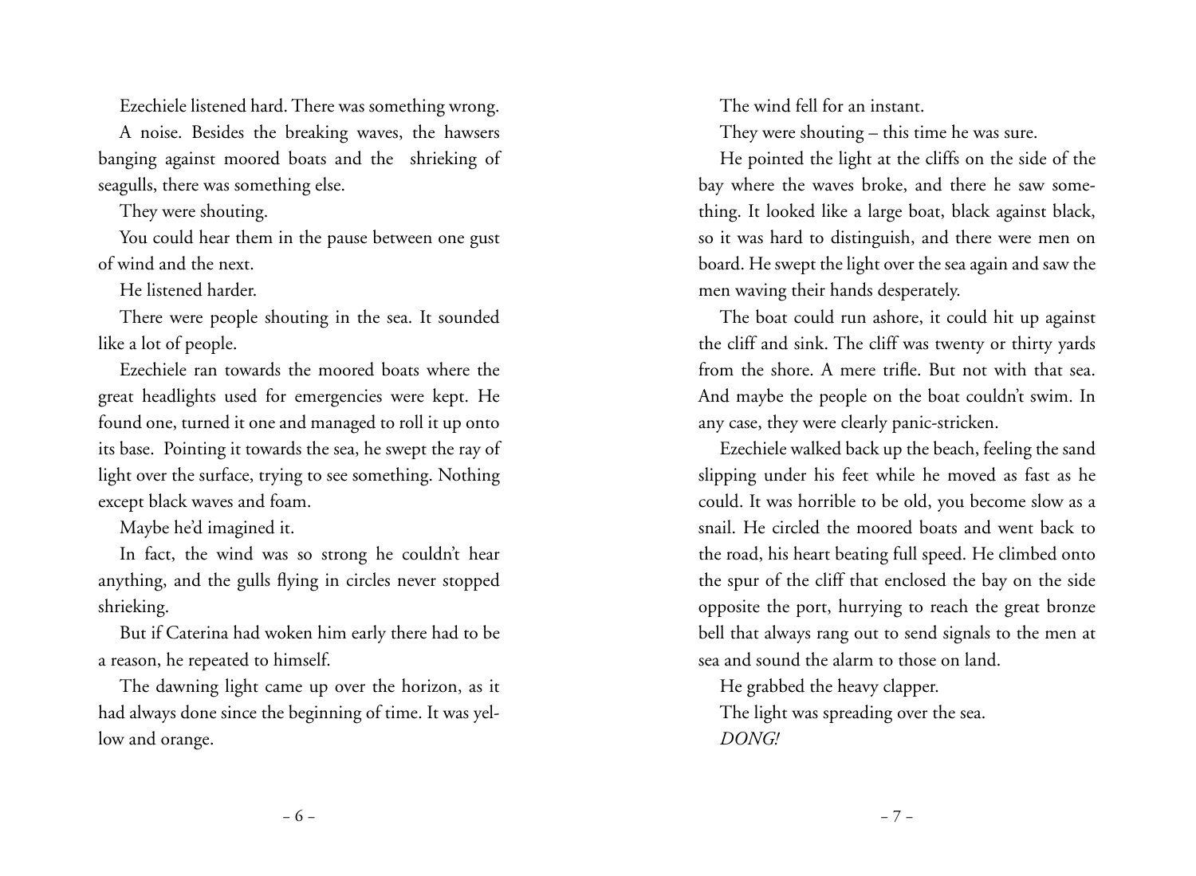Ezechiele listened hard. There was something wrong.

A noise. Besides the breaking waves, the hawsers banging against moored boats and the shrieking of seagulls, there was something else.

They were shouting.

You could hear them in the pause between one gust of wind and the next.

He listened harder.

There were people shouting in the sea. It sounded like a lot of people.

Ezechiele ran towards the moored boats where the great headlights used for emergencies were kept. He found one, turned it one and managed to roll it up onto its base. Pointing it towards the sea, he swept the ray of light over the surface, trying to see something. Nothing except black waves and foam.

Maybe he'd imagined it.

In fact, the wind was so strong he couldn't hear anything, and the gulls flying in circles never stopped shrieking.

But if Caterina had woken him early there had to be a reason, he repeated to himself.

The dawning light came up over the horizon, as it had always done since the beginning of time. It was yellow and orange.

The wind fell for an instant.

They were shouting – this time he was sure.

He pointed the light at the cliffs on the side of the bay where the waves broke, and there he saw something. It looked like a large boat, black against black, so it was hard to distinguish, and there were men on board. He swept the light over the sea again and saw the men waving their hands desperately.

The boat could run ashore, it could hit up against the cliff and sink. The cliff was twenty or thirty yards from the shore. A mere trifle. But not with that sea. And maybe the people on the boat couldn't swim. In any case, they were clearly panic-stricken.

Ezechiele walked back up the beach, feeling the sand slipping under his feet while he moved as fast as he could. It was horrible to be old, you become slow as a snail. He circled the moored boats and went back to the road, his heart beating full speed. He climbed onto the spur of the cliff that enclosed the bay on the side opposite the port, hurrying to reach the great bronze bell that always rang out to send signals to the men at sea and sound the alarm to those on land.

He grabbed the heavy clapper.

The light was spreading over the sea.

*DONG!*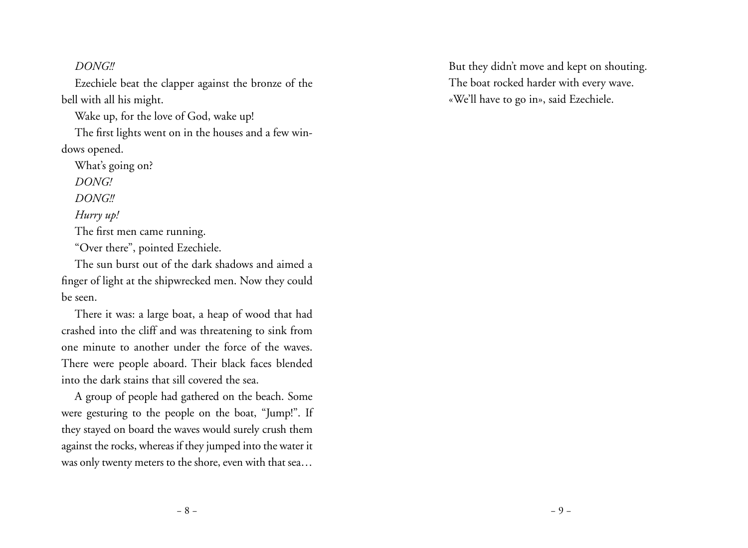*DONG!!*

Ezechiele beat the clapper against the bronze of the bell with all his might.

Wake up, for the love of God, wake up!

The first lights went on in the houses and a few windows opened.

What's going on?

*DONG!*

*DONG!!*

*Hurry up!*

The first men came running.

"Over there", pointed Ezechiele.

The sun burst out of the dark shadows and aimed a finger of light at the shipwrecked men. Now they could be seen.

There it was: a large boat, a heap of wood that had crashed into the cliff and was threatening to sink from one minute to another under the force of the waves. There were people aboard. Their black faces blended into the dark stains that sill covered the sea.

A group of people had gathered on the beach. Some were gesturing to the people on the boat, "Jump!". If they stayed on board the waves would surely crush them against the rocks, whereas if they jumped into the water it was only twenty meters to the shore, even with that sea…

But they didn't move and kept on shouting.

The boat rocked harder with every wave.

«We'll have to go in», said Ezechiele.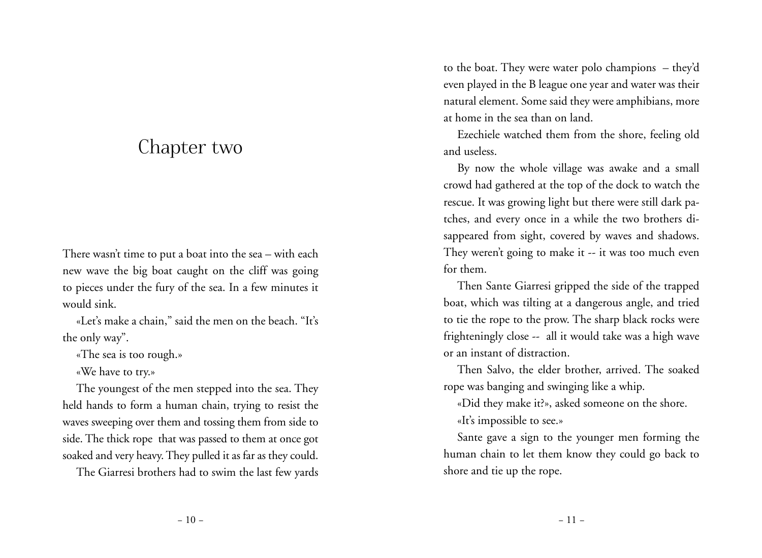# Chapter two

There wasn't time to put a boat into the sea – with each new wave the big boat caught on the cliff was going to pieces under the fury of the sea. In a few minutes it would sink.

«Let's make a chain," said the men on the beach. "It's the only way".

«The sea is too rough.»

«We have to try.»

The youngest of the men stepped into the sea. They held hands to form a human chain, trying to resist the waves sweeping over them and tossing them from side to side. The thick rope that was passed to them at once got soaked and very heavy. They pulled it as far as they could.

The Giarresi brothers had to swim the last few yards to the boat. They were water polo champions – they'd even played in the B league one year and water was their natural element. Some said they were amphibians, more at home in the sea than on land.

Ezechiele watched them from the shore, feeling old and useless.

By now the whole village was awake and a small crowd had gathered at the top of the dock to watch the rescue. It was growing light but there were still dark patches, and every once in a while the two brothers disappeared from sight, covered by waves and shadows. They weren't going to make it -- it was too much even for them.

Then Sante Giarresi gripped the side of the trapped boat, which was tilting at a dangerous angle, and tried to tie the rope to the prow. The sharp black rocks were frighteningly close -- all it would take was a high wave or an instant of distraction.

Then Salvo, the elder brother, arrived. The soaked rope was banging and swinging like a whip.

«Did they make it?», asked someone on the shore.

«It's impossible to see.»

Sante gave a sign to the younger men forming the human chain to let them know they could go back to shore and tie up the rope.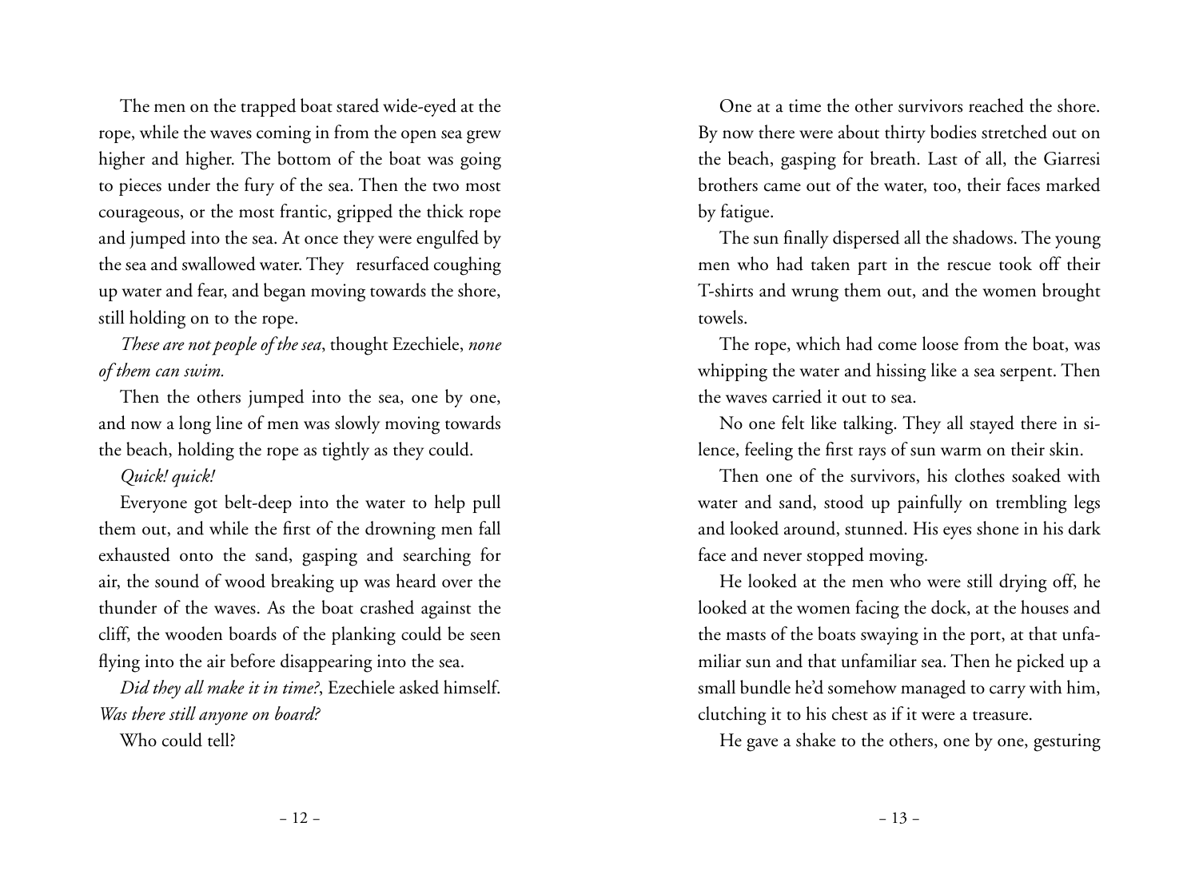The men on the trapped boat stared wide-eyed at the rope, while the waves coming in from the open sea grew higher and higher. The bottom of the boat was going to pieces under the fury of the sea. Then the two most courageous, or the most frantic, gripped the thick rope and jumped into the sea. At once they were engulfed by the sea and swallowed water. They resurfaced coughing up water and fear, and began moving towards the shore, still holding on to the rope.

*These are not people of the sea*, thought Ezechiele, *none of them can swim.*

Then the others jumped into the sea, one by one, and now a long line of men was slowly moving towards the beach, holding the rope as tightly as they could.

*Quick! quick!*

Everyone got belt-deep into the water to help pull them out, and while the first of the drowning men fall exhausted onto the sand, gasping and searching for air, the sound of wood breaking up was heard over the thunder of the waves. As the boat crashed against the cliff, the wooden boards of the planking could be seen flying into the air before disappearing into the sea.

*Did they all make it in time?*, Ezechiele asked himself. *Was there still anyone on board?*

Who could tell?

One at a time the other survivors reached the shore. By now there were about thirty bodies stretched out on the beach, gasping for breath. Last of all, the Giarresi brothers came out of the water, too, their faces marked by fatigue.

The sun finally dispersed all the shadows. The young men who had taken part in the rescue took off their T-shirts and wrung them out, and the women brought towels.

The rope, which had come loose from the boat, was whipping the water and hissing like a sea serpent. Then the waves carried it out to sea.

No one felt like talking. They all stayed there in silence, feeling the first rays of sun warm on their skin.

Then one of the survivors, his clothes soaked with water and sand, stood up painfully on trembling legs and looked around, stunned. His eyes shone in his dark face and never stopped moving.

He looked at the men who were still drying off, he looked at the women facing the dock, at the houses and the masts of the boats swaying in the port, at that unfamiliar sun and that unfamiliar sea. Then he picked up a small bundle he'd somehow managed to carry with him, clutching it to his chest as if it were a treasure.

He gave a shake to the others, one by one, gesturing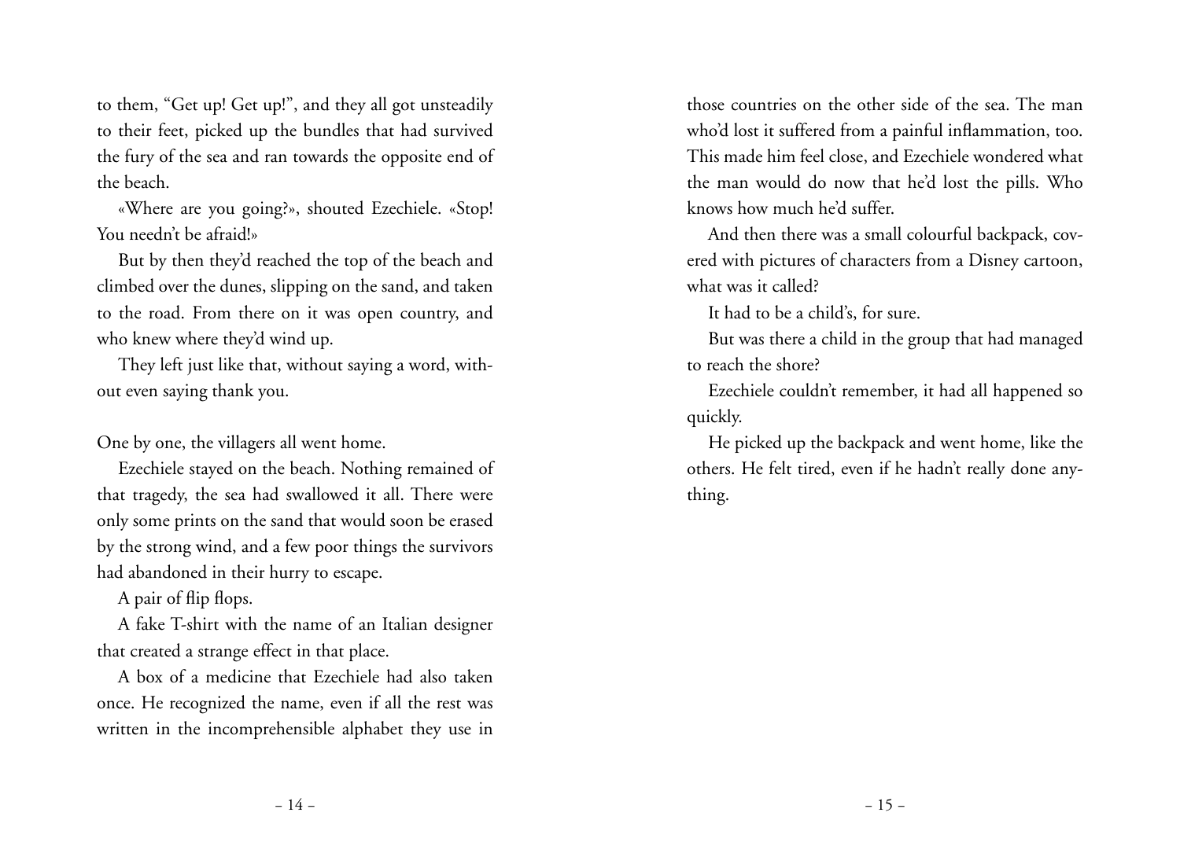to them, "Get up! Get up!", and they all got unsteadily to their feet, picked up the bundles that had survived the fury of the sea and ran towards the opposite end of the beach.

«Where are you going?», shouted Ezechiele. «Stop! You needn't be afraid!»

But by then they'd reached the top of the beach and climbed over the dunes, slipping on the sand, and taken to the road. From there on it was open country, and who knew where they'd wind up.

They left just like that, without saying a word, without even saying thank you.

One by one, the villagers all went home.

Ezechiele stayed on the beach. Nothing remained of that tragedy, the sea had swallowed it all. There were only some prints on the sand that would soon be erased by the strong wind, and a few poor things the survivors had abandoned in their hurry to escape.

A pair of flip flops.

A fake T-shirt with the name of an Italian designer that created a strange effect in that place.

A box of a medicine that Ezechiele had also taken once. He recognized the name, even if all the rest was written in the incomprehensible alphabet they use in those countries on the other side of the sea. The man who'd lost it suffered from a painful inflammation, too. This made him feel close, and Ezechiele wondered what the man would do now that he'd lost the pills. Who knows how much he'd suffer.

And then there was a small colourful backpack, covered with pictures of characters from a Disney cartoon, what was it called?

It had to be a child's, for sure.

But was there a child in the group that had managed to reach the shore?

Ezechiele couldn't remember, it had all happened so quickly.

He picked up the backpack and went home, like the others. He felt tired, even if he hadn't really done anything.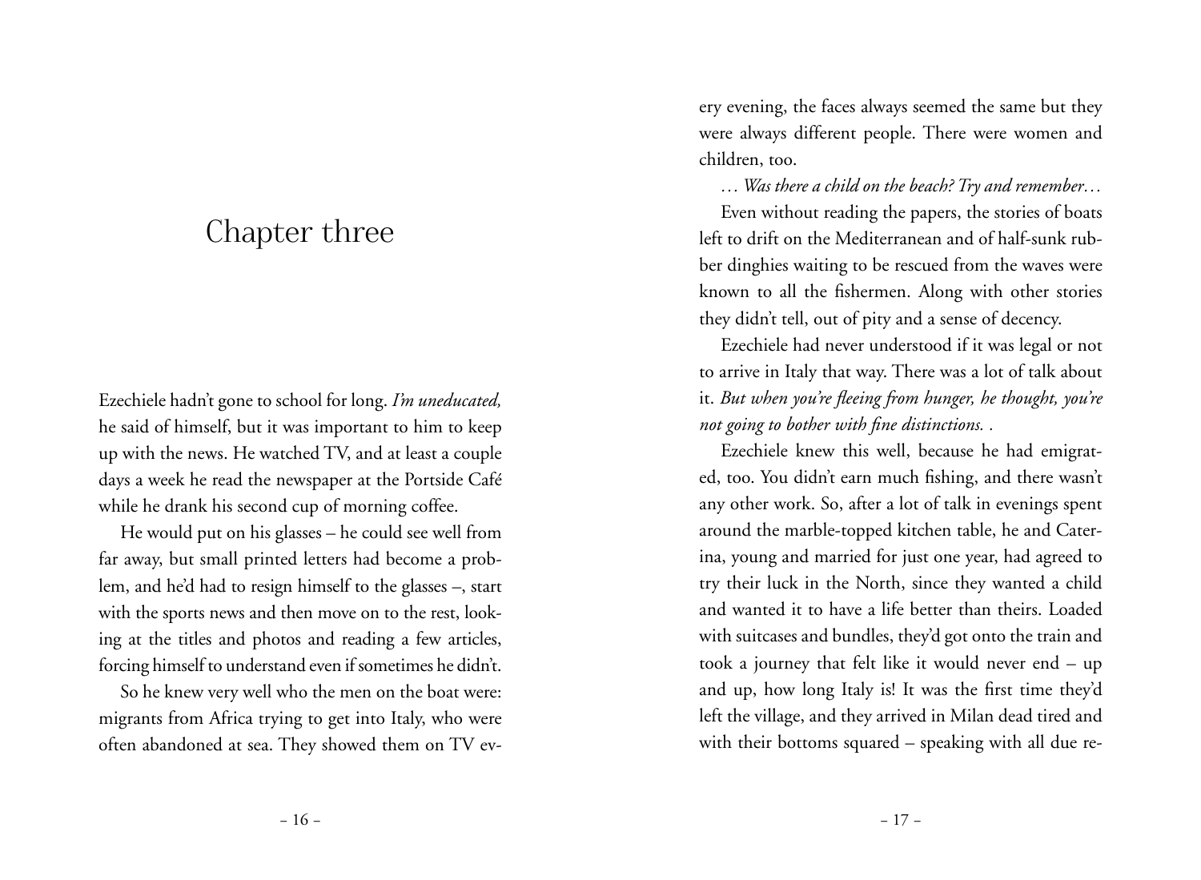# Chapter three

Ezechiele hadn't gone to school for long. *I'm uneducated,* he said of himself, but it was important to him to keep up with the news. He watched TV, and at least a couple days a week he read the newspaper at the Portside Café while he drank his second cup of morning coffee.

He would put on his glasses – he could see well from far away, but small printed letters had become a problem, and he'd had to resign himself to the glasses –, start with the sports news and then move on to the rest, looking at the titles and photos and reading a few articles, forcing himself to understand even if sometimes he didn't.

So he knew very well who the men on the boat were: migrants from Africa trying to get into Italy, who were often abandoned at sea. They showed them on TV every evening, the faces always seemed the same but they were always different people. There were women and children, too.

*… Was there a child on the beach? Try and remember…*

Even without reading the papers, the stories of boats left to drift on the Mediterranean and of half-sunk rubber dinghies waiting to be rescued from the waves were known to all the fishermen. Along with other stories they didn't tell, out of pity and a sense of decency.

Ezechiele had never understood if it was legal or not to arrive in Italy that way. There was a lot of talk about it. *But when you're fleeing from hunger, he thought, you're not going to bother with fine distinctions. .*

Ezechiele knew this well, because he had emigrated, too. You didn't earn much fishing, and there wasn't any other work. So, after a lot of talk in evenings spent around the marble-topped kitchen table, he and Caterina, young and married for just one year, had agreed to try their luck in the North, since they wanted a child and wanted it to have a life better than theirs. Loaded with suitcases and bundles, they'd got onto the train and took a journey that felt like it would never end – up and up, how long Italy is! It was the first time they'd left the village, and they arrived in Milan dead tired and with their bottoms squared – speaking with all due re-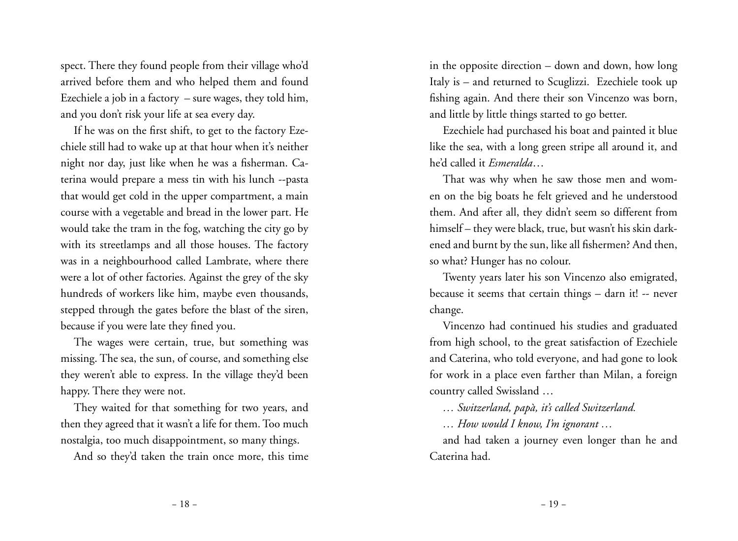spect. There they found people from their village who'd arrived before them and who helped them and found Ezechiele a job in a factory – sure wages, they told him, and you don't risk your life at sea every day.

If he was on the first shift, to get to the factory Ezechiele still had to wake up at that hour when it's neither night nor day, just like when he was a fisherman. Caterina would prepare a mess tin with his lunch --pasta that would get cold in the upper compartment, a main course with a vegetable and bread in the lower part. He would take the tram in the fog, watching the city go by with its streetlamps and all those houses. The factory was in a neighbourhood called Lambrate, where there were a lot of other factories. Against the grey of the sky hundreds of workers like him, maybe even thousands, stepped through the gates before the blast of the siren, because if you were late they fined you.

The wages were certain, true, but something was missing. The sea, the sun, of course, and something else they weren't able to express. In the village they'd been happy. There they were not.

They waited for that something for two years, and then they agreed that it wasn't a life for them. Too much nostalgia, too much disappointment, so many things.

And so they'd taken the train once more, this time in the opposite direction – down and down, how long Italy is – and returned to Scuglizzi. Ezechiele took up fishing again. And there their son Vincenzo was born, and little by little things started to go better.

Ezechiele had purchased his boat and painted it blue like the sea, with a long green stripe all around it, and he'd called it *Esmeralda*…

That was why when he saw those men and women on the big boats he felt grieved and he understood them. And after all, they didn't seem so different from himself – they were black, true, but wasn't his skin darkened and burnt by the sun, like all fishermen? And then, so what? Hunger has no colour.

Twenty years later his son Vincenzo also emigrated, because it seems that certain things – darn it! -- never change.

Vincenzo had continued his studies and graduated from high school, to the great satisfaction of Ezechiele and Caterina, who told everyone, and had gone to look for work in a place even farther than Milan, a foreign country called Swissland …

*… Switzerland, papà, it's called Switzerland.*

*… How would I know, I'm ignorant …*

and had taken a journey even longer than he and Caterina had.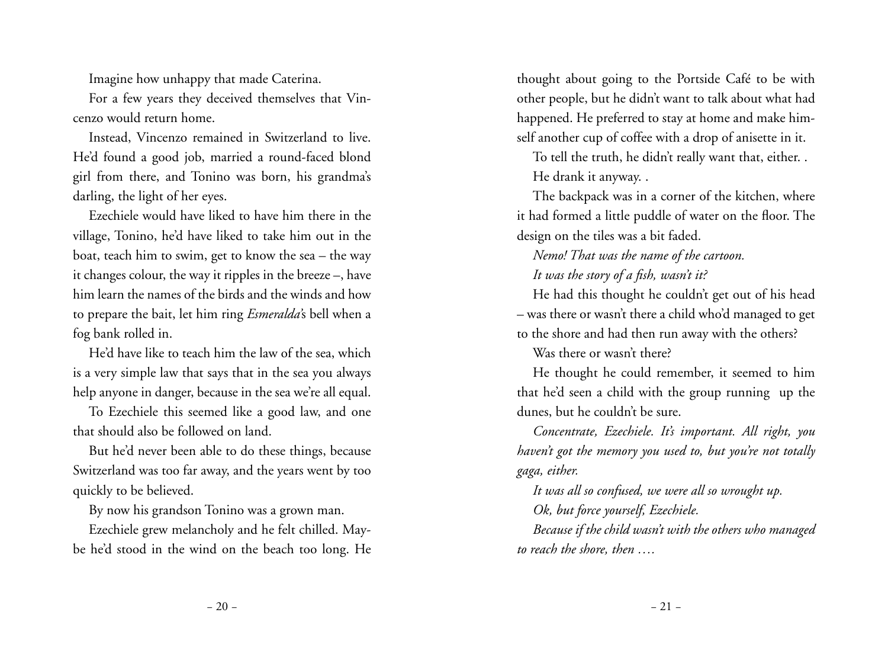Imagine how unhappy that made Caterina.

For a few years they deceived themselves that Vincenzo would return home.

Instead, Vincenzo remained in Switzerland to live. He'd found a good job, married a round-faced blond girl from there, and Tonino was born, his grandma's darling, the light of her eyes.

Ezechiele would have liked to have him there in the village, Tonino, he'd have liked to take him out in the boat, teach him to swim, get to know the sea – the way it changes colour, the way it ripples in the breeze –, have him learn the names of the birds and the winds and how to prepare the bait, let him ring *Esmeralda*'s bell when a fog bank rolled in.

He'd have like to teach him the law of the sea, which is a very simple law that says that in the sea you always help anyone in danger, because in the sea we're all equal.

To Ezechiele this seemed like a good law, and one that should also be followed on land.

But he'd never been able to do these things, because Switzerland was too far away, and the years went by too quickly to be believed.

By now his grandson Tonino was a grown man.

Ezechiele grew melancholy and he felt chilled. Maybe he'd stood in the wind on the beach too long. He thought about going to the Portside Café to be with other people, but he didn't want to talk about what had happened. He preferred to stay at home and make himself another cup of coffee with a drop of anisette in it.

To tell the truth, he didn't really want that, either. .

He drank it anyway. .

The backpack was in a corner of the kitchen, where it had formed a little puddle of water on the floor. The design on the tiles was a bit faded.

*Nemo! That was the name of the cartoon.*

*It was the story of a fish, wasn't it?*

He had this thought he couldn't get out of his head – was there or wasn't there a child who'd managed to get to the shore and had then run away with the others?

Was there or wasn't there?

He thought he could remember, it seemed to him that he'd seen a child with the group running up the dunes, but he couldn't be sure.

*Concentrate, Ezechiele. It's important. All right, you haven't got the memory you used to, but you're not totally gaga, either.*

*It was all so confused, we were all so wrought up.*

*Ok, but force yourself, Ezechiele.*

*Because if the child wasn't with the others who managed to reach the shore, then ….*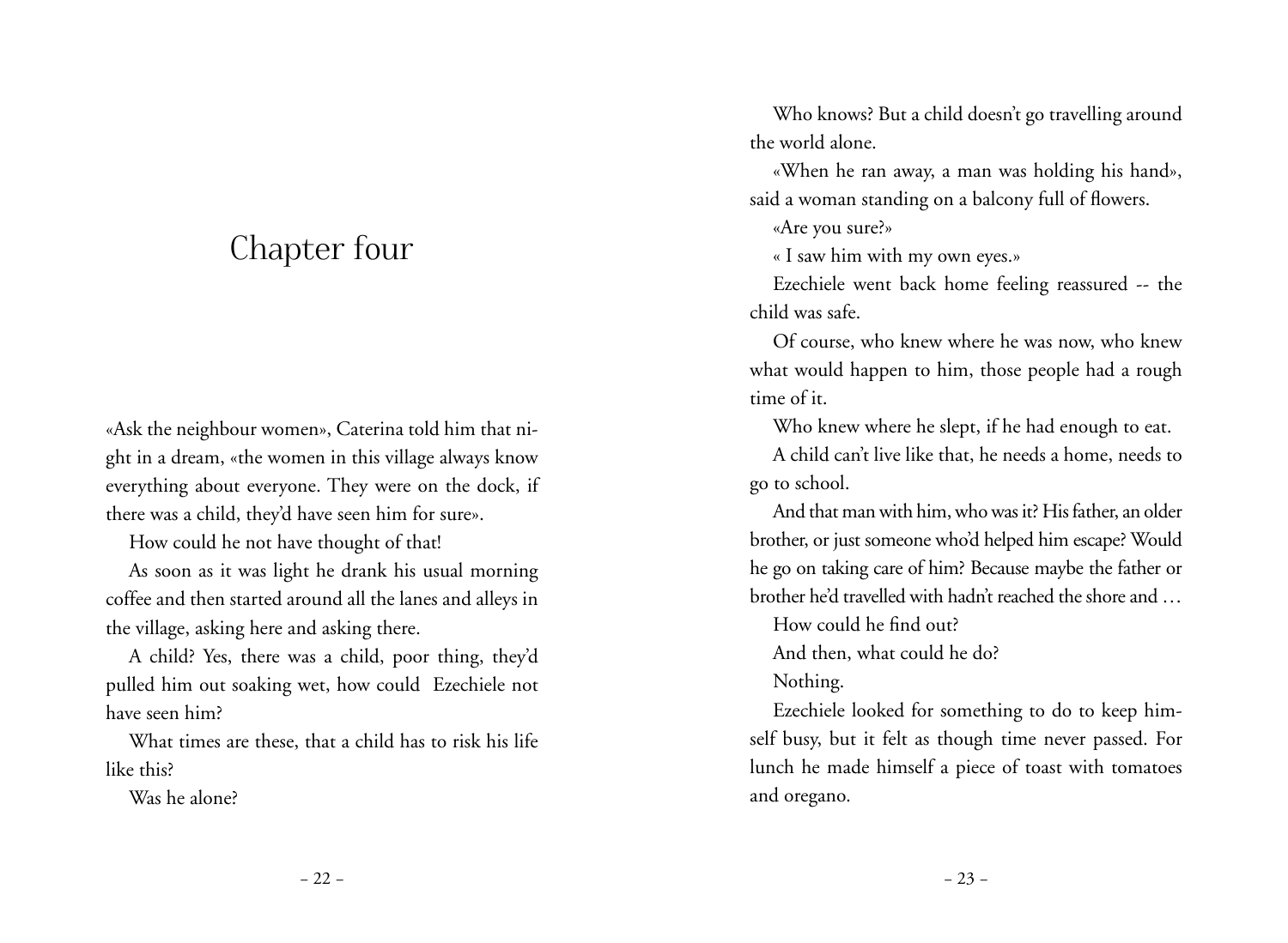# Chapter four

«Ask the neighbour women», Caterina told him that night in a dream, «the women in this village always know everything about everyone. They were on the dock, if there was a child, they'd have seen him for sure».

How could he not have thought of that!

As soon as it was light he drank his usual morning coffee and then started around all the lanes and alleys in the village, asking here and asking there.

A child? Yes, there was a child, poor thing, they'd pulled him out soaking wet, how could Ezechiele not have seen him?

What times are these, that a child has to risk his life like this?

Was he alone?

Who knows? But a child doesn't go travelling around the world alone.

«When he ran away, a man was holding his hand», said a woman standing on a balcony full of flowers.

«Are you sure?»

« I saw him with my own eyes.»

Ezechiele went back home feeling reassured -- the child was safe.

Of course, who knew where he was now, who knew what would happen to him, those people had a rough time of it.

Who knew where he slept, if he had enough to eat.

A child can't live like that, he needs a home, needs to go to school.

And that man with him, who was it? His father, an older brother, or just someone who'd helped him escape? Would he go on taking care of him? Because maybe the father or brother he'd travelled with hadn't reached the shore and …

How could he find out?

And then, what could he do?

Nothing.

Ezechiele looked for something to do to keep himself busy, but it felt as though time never passed. For lunch he made himself a piece of toast with tomatoes and oregano.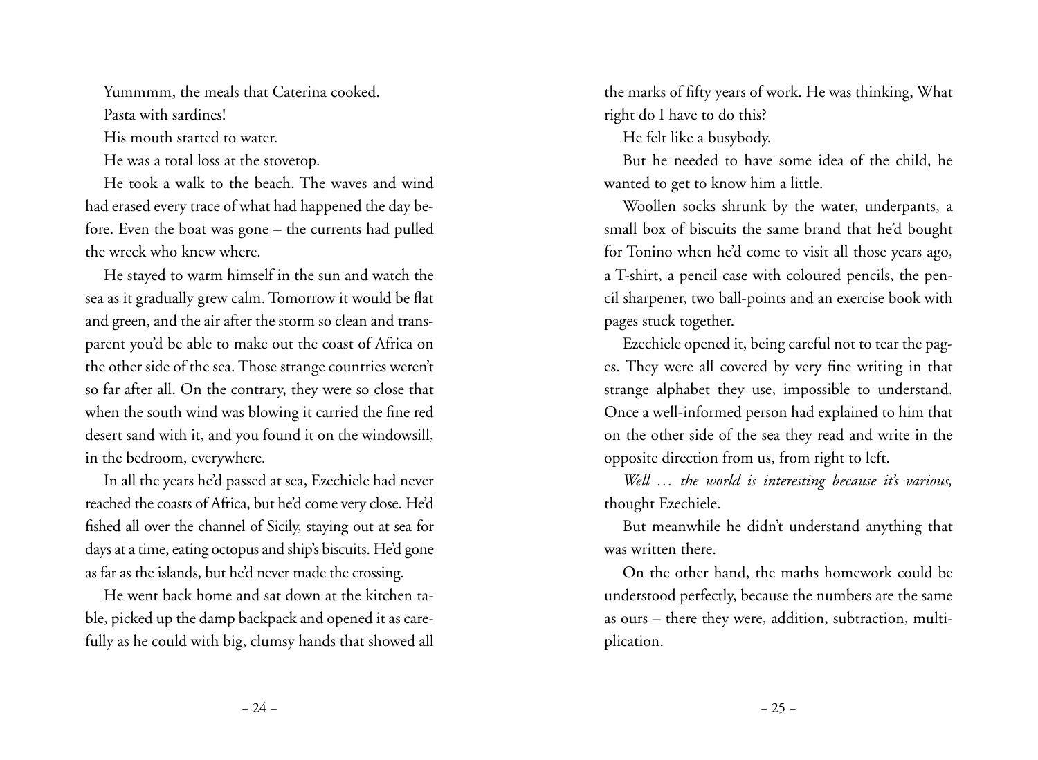Yummmm, the meals that Caterina cooked.

Pasta with sardines!

His mouth started to water.

He was a total loss at the stovetop.

He took a walk to the beach. The waves and wind had erased every trace of what had happened the day before. Even the boat was gone – the currents had pulled the wreck who knew where.

He stayed to warm himself in the sun and watch the sea as it gradually grew calm. Tomorrow it would be flat and green, and the air after the storm so clean and transparent you'd be able to make out the coast of Africa on the other side of the sea. Those strange countries weren't so far after all. On the contrary, they were so close that when the south wind was blowing it carried the fine red desert sand with it, and you found it on the windowsill, in the bedroom, everywhere.

In all the years he'd passed at sea, Ezechiele had never reached the coasts of Africa, but he'd come very close. He'd fished all over the channel of Sicily, staying out at sea for days at a time, eating octopus and ship's biscuits. He'd gone as far as the islands, but he'd never made the crossing.

He went back home and sat down at the kitchen table, picked up the damp backpack and opened it as carefully as he could with big, clumsy hands that showed all the marks of fifty years of work. He was thinking, What right do I have to do this?

He felt like a busybody.

But he needed to have some idea of the child, he wanted to get to know him a little.

Woollen socks shrunk by the water, underpants, a small box of biscuits the same brand that he'd bought for Tonino when he'd come to visit all those years ago, a T-shirt, a pencil case with coloured pencils, the pencil sharpener, two ball-points and an exercise book with pages stuck together.

Ezechiele opened it, being careful not to tear the pages. They were all covered by very fine writing in that strange alphabet they use, impossible to understand. Once a well-informed person had explained to him that on the other side of the sea they read and write in the opposite direction from us, from right to left.

*Well … the world is interesting because it's various,* thought Ezechiele.

But meanwhile he didn't understand anything that was written there.

On the other hand, the maths homework could be understood perfectly, because the numbers are the same as ours – there they were, addition, subtraction, multiplication.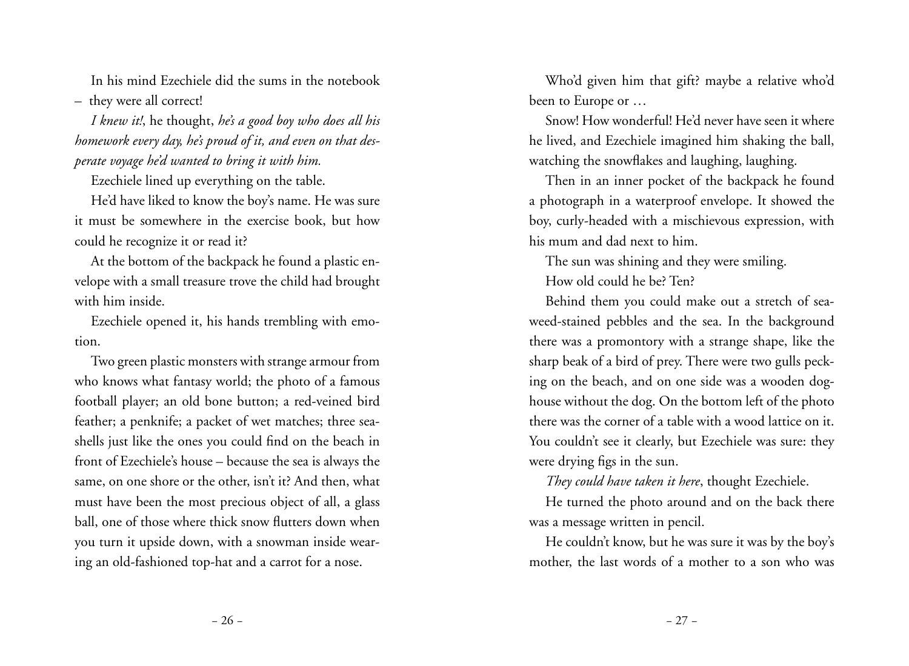In his mind Ezechiele did the sums in the notebook – they were all correct!

*I knew it!*, he thought, *he's a good boy who does all his homework every day, he's proud of it, and even on that desperate voyage he'd wanted to bring it with him.*

Ezechiele lined up everything on the table.

He'd have liked to know the boy's name. He was sure it must be somewhere in the exercise book, but how could he recognize it or read it?

At the bottom of the backpack he found a plastic envelope with a small treasure trove the child had brought with him inside.

Ezechiele opened it, his hands trembling with emotion.

Two green plastic monsters with strange armour from who knows what fantasy world; the photo of a famous football player; an old bone button; a red-veined bird feather; a penknife; a packet of wet matches; three seashells just like the ones you could find on the beach in front of Ezechiele's house – because the sea is always the same, on one shore or the other, isn't it? And then, what must have been the most precious object of all, a glass ball, one of those where thick snow flutters down when you turn it upside down, with a snowman inside wearing an old-fashioned top-hat and a carrot for a nose.

Who'd given him that gift? maybe a relative who'd been to Europe or …

Snow! How wonderful! He'd never have seen it where he lived, and Ezechiele imagined him shaking the ball, watching the snowflakes and laughing, laughing.

Then in an inner pocket of the backpack he found a photograph in a waterproof envelope. It showed the boy, curly-headed with a mischievous expression, with his mum and dad next to him.

The sun was shining and they were smiling.

How old could he be? Ten?

Behind them you could make out a stretch of seaweed-stained pebbles and the sea. In the background there was a promontory with a strange shape, like the sharp beak of a bird of prey. There were two gulls pecking on the beach, and on one side was a wooden doghouse without the dog. On the bottom left of the photo there was the corner of a table with a wood lattice on it. You couldn't see it clearly, but Ezechiele was sure: they were drying figs in the sun.

*They could have taken it here*, thought Ezechiele.

He turned the photo around and on the back there was a message written in pencil.

He couldn't know, but he was sure it was by the boy's mother, the last words of a mother to a son who was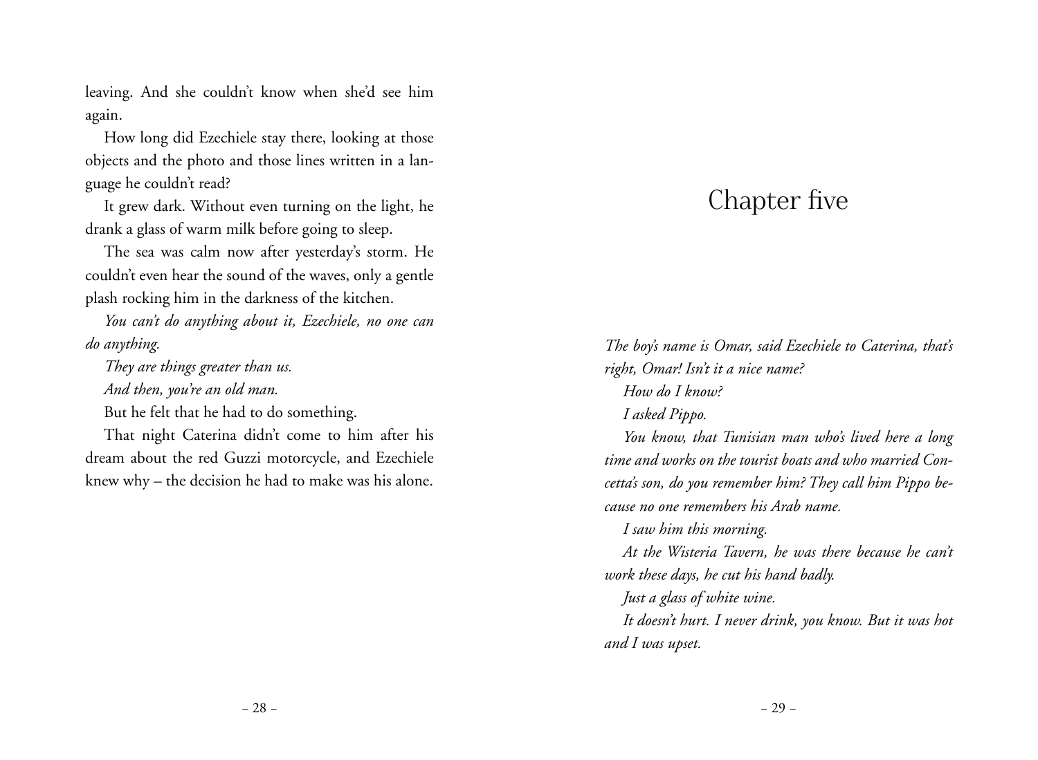leaving. And she couldn't know when she'd see him again.

How long did Ezechiele stay there, looking at those objects and the photo and those lines written in a language he couldn't read?

It grew dark. Without even turning on the light, he drank a glass of warm milk before going to sleep.

The sea was calm now after yesterday's storm. He couldn't even hear the sound of the waves, only a gentle plash rocking him in the darkness of the kitchen.

*You can't do anything about it, Ezechiele, no one can do anything.*

*They are things greater than us.*

*And then, you're an old man.*

But he felt that he had to do something.

That night Caterina didn't come to him after his dream about the red Guzzi motorcycle, and Ezechiele knew why – the decision he had to make was his alone.

# Chapter five

*The boy's name is Omar, said Ezechiele to Caterina, that's right, Omar! Isn't it a nice name?*

*How do I know?*

*I asked Pippo.*

*You know, that Tunisian man who's lived here a long time and works on the tourist boats and who married Concetta's son, do you remember him? They call him Pippo because no one remembers his Arab name.*

*I saw him this morning.*

*At the Wisteria Tavern, he was there because he can't work these days, he cut his hand badly.*

*Just a glass of white wine.*

*It doesn't hurt. I never drink, you know. But it was hot and I was upset.*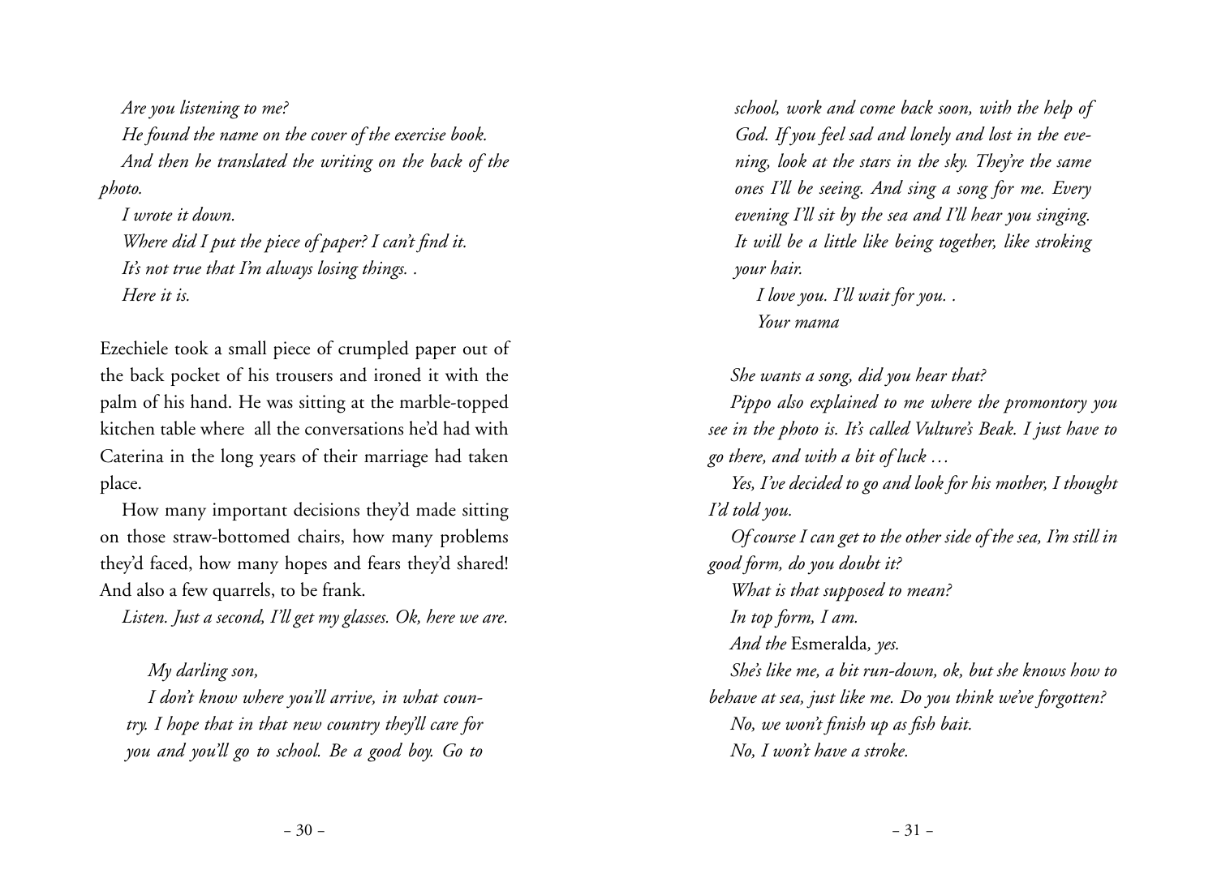*Are you listening to me?*

*He found the name on the cover of the exercise book.*

*And then he translated the writing on the back of the photo.*

*I wrote it down.*

*Where did I put the piece of paper? I can't find it.*

*It's not true that I'm always losing things. .*

*Here it is.*

Ezechiele took a small piece of crumpled paper out of the back pocket of his trousers and ironed it with the palm of his hand. He was sitting at the marble-topped kitchen table where all the conversations he'd had with Caterina in the long years of their marriage had taken place.

How many important decisions they'd made sitting on those straw-bottomed chairs, how many problems they'd faced, how many hopes and fears they'd shared! And also a few quarrels, to be frank.

*Listen. Just a second, I'll get my glasses. Ok, here we are.*

> *My darling son,*
>
> *I don't know where you'll arrive, in what country. I hope that in that new country they'll care for you and you'll go to school. Be a good boy. Go to school, work and come back soon, with the help of God. If you feel sad and lonely and lost in the evening, look at the stars in the sky. They're the same ones I'll be seeing. And sing a song for me. Every evening I'll sit by the sea and I'll hear you singing. It will be a little like being together, like stroking your hair.*
>
> *I love you. I'll wait for you. .*
>
> *Your mama*

*She wants a song, did you hear that?*

*Pippo also explained to me where the promontory you see in the photo is. It's called Vulture's Beak. I just have to go there, and with a bit of luck …*

*Yes, I've decided to go and look for his mother, I thought I'd told you.*

*Of course I can get to the other side of the sea, I'm still in good form, do you doubt it?*

*What is that supposed to mean?*

*In top form, I am.*

*And the* Esmeralda*, yes.*

*She's like me, a bit run-down, ok, but she knows how to behave at sea, just like me. Do you think we've forgotten?*

*No, we won't finish up as fish bait.*

*No, I won't have a stroke.*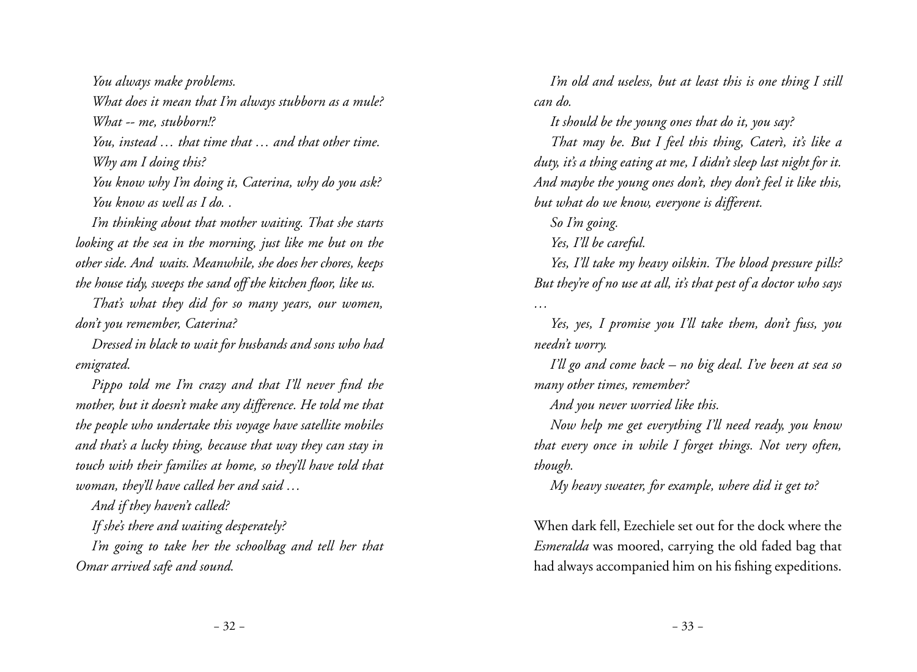*You always make problems.*

*What does it mean that I'm always stubborn as a mule?*

*What -- me, stubborn!?*

*You, instead … that time that … and that other time.*

*Why am I doing this?*

*You know why I'm doing it, Caterina, why do you ask?*

*You know as well as I do. .*

*I'm thinking about that mother waiting. That she starts looking at the sea in the morning, just like me but on the other side. And waits. Meanwhile, she does her chores, keeps the house tidy, sweeps the sand off the kitchen floor, like us.*

*That's what they did for so many years, our women, don't you remember, Caterina?*

*Dressed in black to wait for husbands and sons who had emigrated.*

*Pippo told me I'm crazy and that I'll never find the mother, but it doesn't make any difference. He told me that the people who undertake this voyage have satellite mobiles and that's a lucky thing, because that way they can stay in touch with their families at home, so they'll have told that woman, they'll have called her and said …*

*And if they haven't called?*

*If she's there and waiting desperately?*

*I'm going to take her the schoolbag and tell her that Omar arrived safe and sound.*

*I'm old and useless, but at least this is one thing I still can do.*

*It should be the young ones that do it, you say?*

*That may be. But I feel this thing, Caterì, it's like a duty, it's a thing eating at me, I didn't sleep last night for it. And maybe the young ones don't, they don't feel it like this, but what do we know, everyone is different.*

*So I'm going.*

*Yes, I'll be careful.*

*Yes, I'll take my heavy oilskin. The blood pressure pills? But they're of no use at all, it's that pest of a doctor who says …*

*Yes, yes, I promise you I'll take them, don't fuss, you needn't worry.*

*I'll go and come back – no big deal. I've been at sea so many other times, remember?*

*And you never worried like this.*

*Now help me get everything I'll need ready, you know that every once in while I forget things. Not very often, though.*

*My heavy sweater, for example, where did it get to?*

When dark fell, Ezechiele set out for the dock where the *Esmeralda* was moored, carrying the old faded bag that had always accompanied him on his fishing expeditions.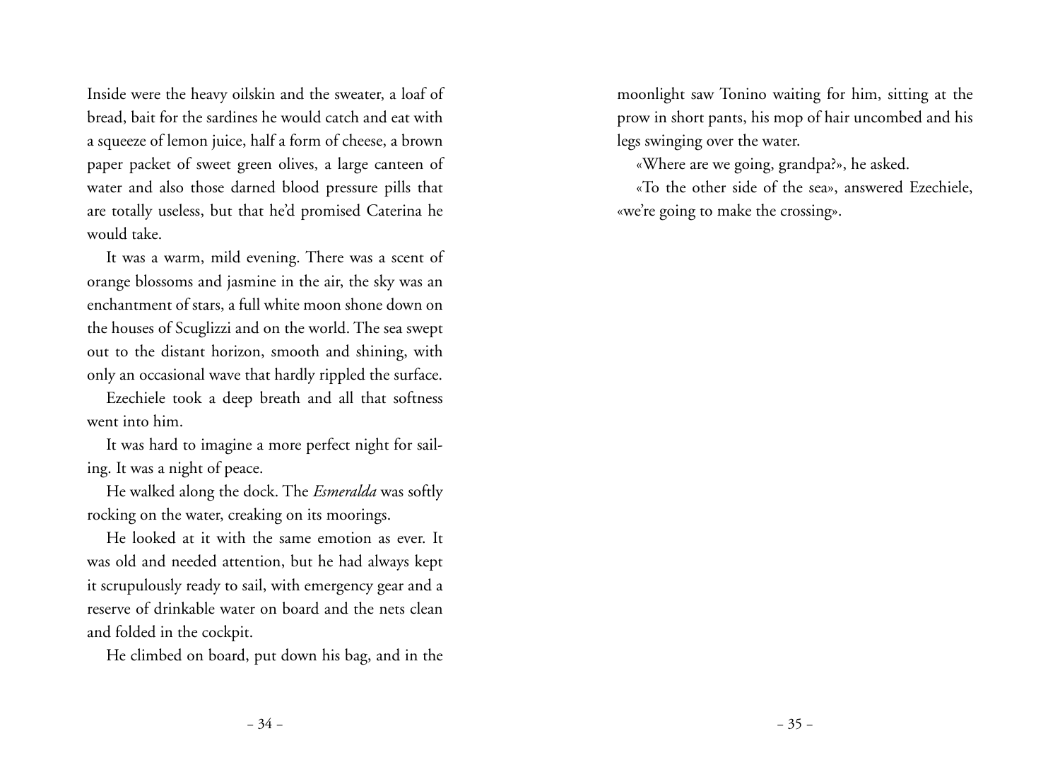Inside were the heavy oilskin and the sweater, a loaf of bread, bait for the sardines he would catch and eat with a squeeze of lemon juice, half a form of cheese, a brown paper packet of sweet green olives, a large canteen of water and also those darned blood pressure pills that are totally useless, but that he'd promised Caterina he would take.

It was a warm, mild evening. There was a scent of orange blossoms and jasmine in the air, the sky was an enchantment of stars, a full white moon shone down on the houses of Scuglizzi and on the world. The sea swept out to the distant horizon, smooth and shining, with only an occasional wave that hardly rippled the surface.

Ezechiele took a deep breath and all that softness went into him.

It was hard to imagine a more perfect night for sailing. It was a night of peace.

He walked along the dock. The *Esmeralda* was softly rocking on the water, creaking on its moorings.

He looked at it with the same emotion as ever. It was old and needed attention, but he had always kept it scrupulously ready to sail, with emergency gear and a reserve of drinkable water on board and the nets clean and folded in the cockpit.

He climbed on board, put down his bag, and in the moonlight saw Tonino waiting for him, sitting at the prow in short pants, his mop of hair uncombed and his legs swinging over the water.

«Where are we going, grandpa?», he asked.

«To the other side of the sea», answered Ezechiele, «we're going to make the crossing».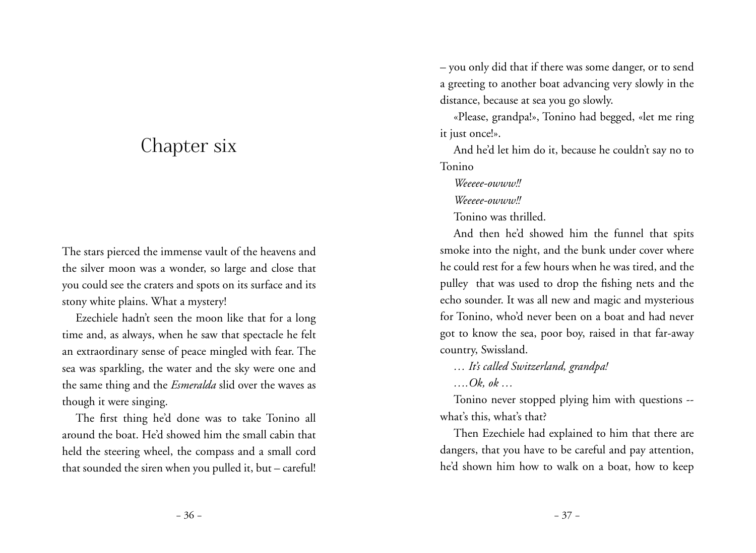# Chapter six

The stars pierced the immense vault of the heavens and the silver moon was a wonder, so large and close that you could see the craters and spots on its surface and its stony white plains. What a mystery!

Ezechiele hadn't seen the moon like that for a long time and, as always, when he saw that spectacle he felt an extraordinary sense of peace mingled with fear. The sea was sparkling, the water and the sky were one and the same thing and the *Esmeralda* slid over the waves as though it were singing.

The first thing he'd done was to take Tonino all around the boat. He'd showed him the small cabin that held the steering wheel, the compass and a small cord that sounded the siren when you pulled it, but – careful! – you only did that if there was some danger, or to send a greeting to another boat advancing very slowly in the distance, because at sea you go slowly.

«Please, grandpa!», Tonino had begged, «let me ring it just once!».

And he'd let him do it, because he couldn't say no to Tonino

*Weeeee-owww!!*

*Weeeee-owww!!*

Tonino was thrilled.

And then he'd showed him the funnel that spits smoke into the night, and the bunk under cover where he could rest for a few hours when he was tired, and the pulley that was used to drop the fishing nets and the echo sounder. It was all new and magic and mysterious for Tonino, who'd never been on a boat and had never got to know the sea, poor boy, raised in that far-away country, Swissland.

*… It's called Switzerland, grandpa!*

*….Ok, ok …*

Tonino never stopped plying him with questions -- what's this, what's that?

Then Ezechiele had explained to him that there are dangers, that you have to be careful and pay attention, he'd shown him how to walk on a boat, how to keep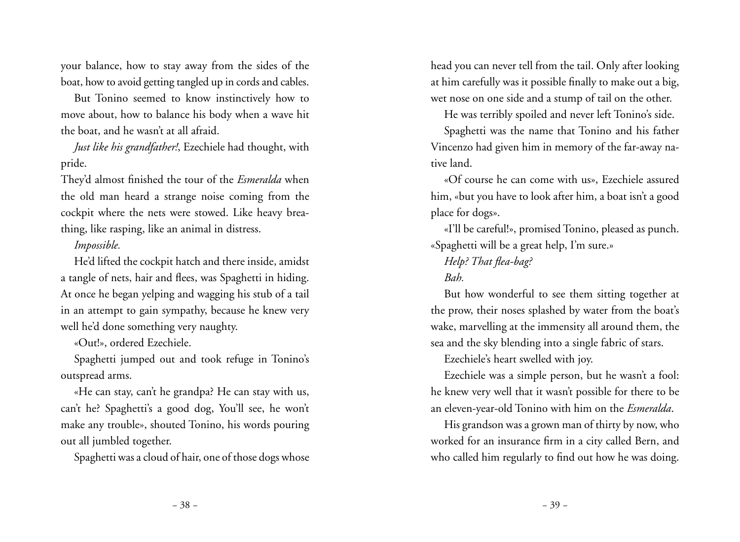your balance, how to stay away from the sides of the boat, how to avoid getting tangled up in cords and cables.

But Tonino seemed to know instinctively how to move about, how to balance his body when a wave hit the boat, and he wasn't at all afraid.

*Just like his grandfather!*, Ezechiele had thought, with pride.

They'd almost finished the tour of the *Esmeralda* when the old man heard a strange noise coming from the cockpit where the nets were stowed. Like heavy breathing, like rasping, like an animal in distress.

*Impossible.*

He'd lifted the cockpit hatch and there inside, amidst a tangle of nets, hair and flees, was Spaghetti in hiding. At once he began yelping and wagging his stub of a tail in an attempt to gain sympathy, because he knew very well he'd done something very naughty.

«Out!», ordered Ezechiele.

Spaghetti jumped out and took refuge in Tonino's outspread arms.

«He can stay, can't he grandpa? He can stay with us, can't he? Spaghetti's a good dog, You'll see, he won't make any trouble», shouted Tonino, his words pouring out all jumbled together.

Spaghetti was a cloud of hair, one of those dogs whose head you can never tell from the tail. Only after looking at him carefully was it possible finally to make out a big, wet nose on one side and a stump of tail on the other.

He was terribly spoiled and never left Tonino's side.

Spaghetti was the name that Tonino and his father Vincenzo had given him in memory of the far-away native land.

«Of course he can come with us», Ezechiele assured him, «but you have to look after him, a boat isn't a good place for dogs».

«I'll be careful!», promised Tonino, pleased as punch. «Spaghetti will be a great help, I'm sure.»

*Help? That flea-bag?*

*Bah.*

But how wonderful to see them sitting together at the prow, their noses splashed by water from the boat's wake, marvelling at the immensity all around them, the sea and the sky blending into a single fabric of stars.

Ezechiele's heart swelled with joy.

Ezechiele was a simple person, but he wasn't a fool: he knew very well that it wasn't possible for there to be an eleven-year-old Tonino with him on the *Esmeralda*.

His grandson was a grown man of thirty by now, who worked for an insurance firm in a city called Bern, and who called him regularly to find out how he was doing.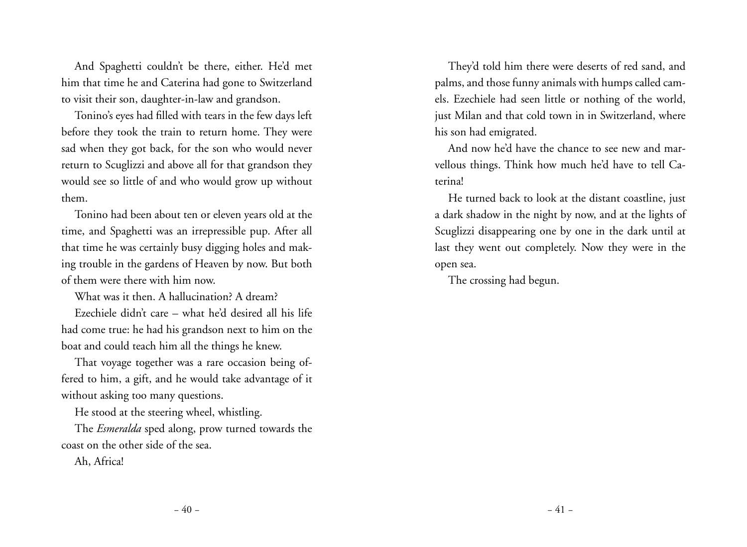And Spaghetti couldn't be there, either. He'd met him that time he and Caterina had gone to Switzerland to visit their son, daughter-in-law and grandson.

Tonino's eyes had filled with tears in the few days left before they took the train to return home. They were sad when they got back, for the son who would never return to Scuglizzi and above all for that grandson they would see so little of and who would grow up without them.

Tonino had been about ten or eleven years old at the time, and Spaghetti was an irrepressible pup. After all that time he was certainly busy digging holes and making trouble in the gardens of Heaven by now. But both of them were there with him now.

What was it then. A hallucination? A dream?

Ezechiele didn't care – what he'd desired all his life had come true: he had his grandson next to him on the boat and could teach him all the things he knew.

That voyage together was a rare occasion being offered to him, a gift, and he would take advantage of it without asking too many questions.

He stood at the steering wheel, whistling.

The *Esmeralda* sped along, prow turned towards the coast on the other side of the sea.

Ah, Africa!

They'd told him there were deserts of red sand, and palms, and those funny animals with humps called camels. Ezechiele had seen little or nothing of the world, just Milan and that cold town in in Switzerland, where his son had emigrated.

And now he'd have the chance to see new and marvellous things. Think how much he'd have to tell Caterina!

He turned back to look at the distant coastline, just a dark shadow in the night by now, and at the lights of Scuglizzi disappearing one by one in the dark until at last they went out completely. Now they were in the open sea.

The crossing had begun.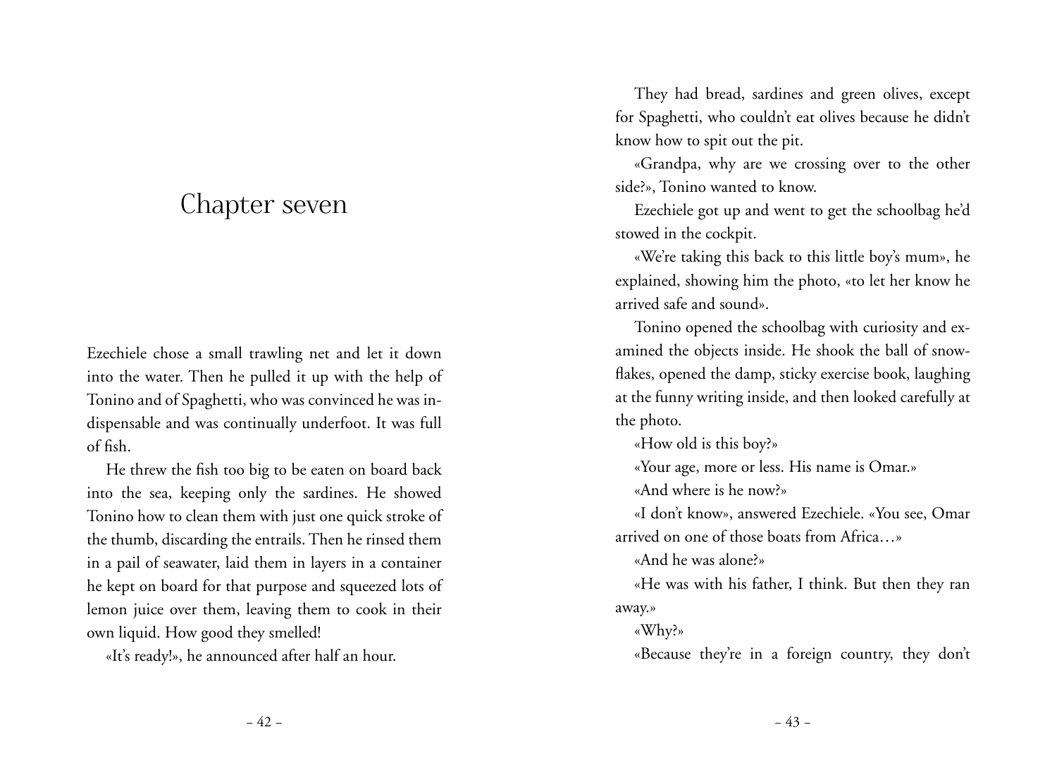# Chapter seven

Ezechiele chose a small trawling net and let it down into the water. Then he pulled it up with the help of Tonino and of Spaghetti, who was convinced he was indispensable and was continually underfoot. It was full of fish.

He threw the fish too big to be eaten on board back into the sea, keeping only the sardines. He showed Tonino how to clean them with just one quick stroke of the thumb, discarding the entrails. Then he rinsed them in a pail of seawater, laid them in layers in a container he kept on board for that purpose and squeezed lots of lemon juice over them, leaving them to cook in their own liquid. How good they smelled!

«It's ready!», he announced after half an hour.

They had bread, sardines and green olives, except for Spaghetti, who couldn't eat olives because he didn't know how to spit out the pit.

«Grandpa, why are we crossing over to the other side?», Tonino wanted to know.

Ezechiele got up and went to get the schoolbag he'd stowed in the cockpit.

«We're taking this back to this little boy's mum», he explained, showing him the photo, «to let her know he arrived safe and sound».

Tonino opened the schoolbag with curiosity and examined the objects inside. He shook the ball of snowflakes, opened the damp, sticky exercise book, laughing at the funny writing inside, and then looked carefully at the photo.

«How old is this boy?»

«Your age, more or less. His name is Omar.»

«And where is he now?»

«I don't know», answered Ezechiele. «You see, Omar arrived on one of those boats from Africa…»

«And he was alone?»

«He was with his father, I think. But then they ran away.»

«Why?»

«Because they're in a foreign country, they don't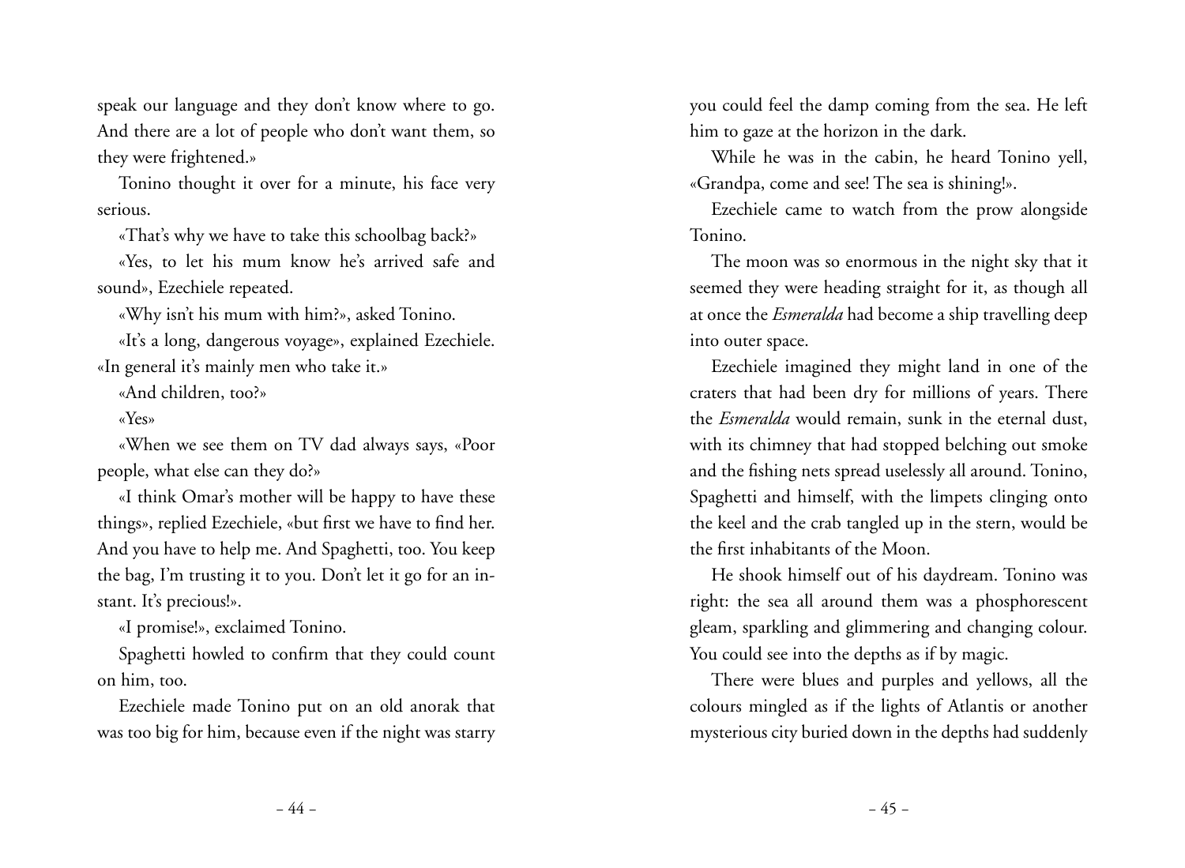speak our language and they don't know where to go. And there are a lot of people who don't want them, so they were frightened.»

Tonino thought it over for a minute, his face very serious.

«That's why we have to take this schoolbag back?»

«Yes, to let his mum know he's arrived safe and sound», Ezechiele repeated.

«Why isn't his mum with him?», asked Tonino.

«It's a long, dangerous voyage», explained Ezechiele. «In general it's mainly men who take it.»

«And children, too?»

«Yes»

«When we see them on TV dad always says, «Poor people, what else can they do?»

«I think Omar's mother will be happy to have these things», replied Ezechiele, «but first we have to find her. And you have to help me. And Spaghetti, too. You keep the bag, I'm trusting it to you. Don't let it go for an instant. It's precious!».

«I promise!», exclaimed Tonino.

Spaghetti howled to confirm that they could count on him, too.

Ezechiele made Tonino put on an old anorak that was too big for him, because even if the night was starry you could feel the damp coming from the sea. He left him to gaze at the horizon in the dark.

While he was in the cabin, he heard Tonino yell, «Grandpa, come and see! The sea is shining!».

Ezechiele came to watch from the prow alongside Tonino.

The moon was so enormous in the night sky that it seemed they were heading straight for it, as though all at once the *Esmeralda* had become a ship travelling deep into outer space.

Ezechiele imagined they might land in one of the craters that had been dry for millions of years. There the *Esmeralda* would remain, sunk in the eternal dust, with its chimney that had stopped belching out smoke and the fishing nets spread uselessly all around. Tonino, Spaghetti and himself, with the limpets clinging onto the keel and the crab tangled up in the stern, would be the first inhabitants of the Moon.

He shook himself out of his daydream. Tonino was right: the sea all around them was a phosphorescent gleam, sparkling and glimmering and changing colour. You could see into the depths as if by magic.

There were blues and purples and yellows, all the colours mingled as if the lights of Atlantis or another mysterious city buried down in the depths had suddenly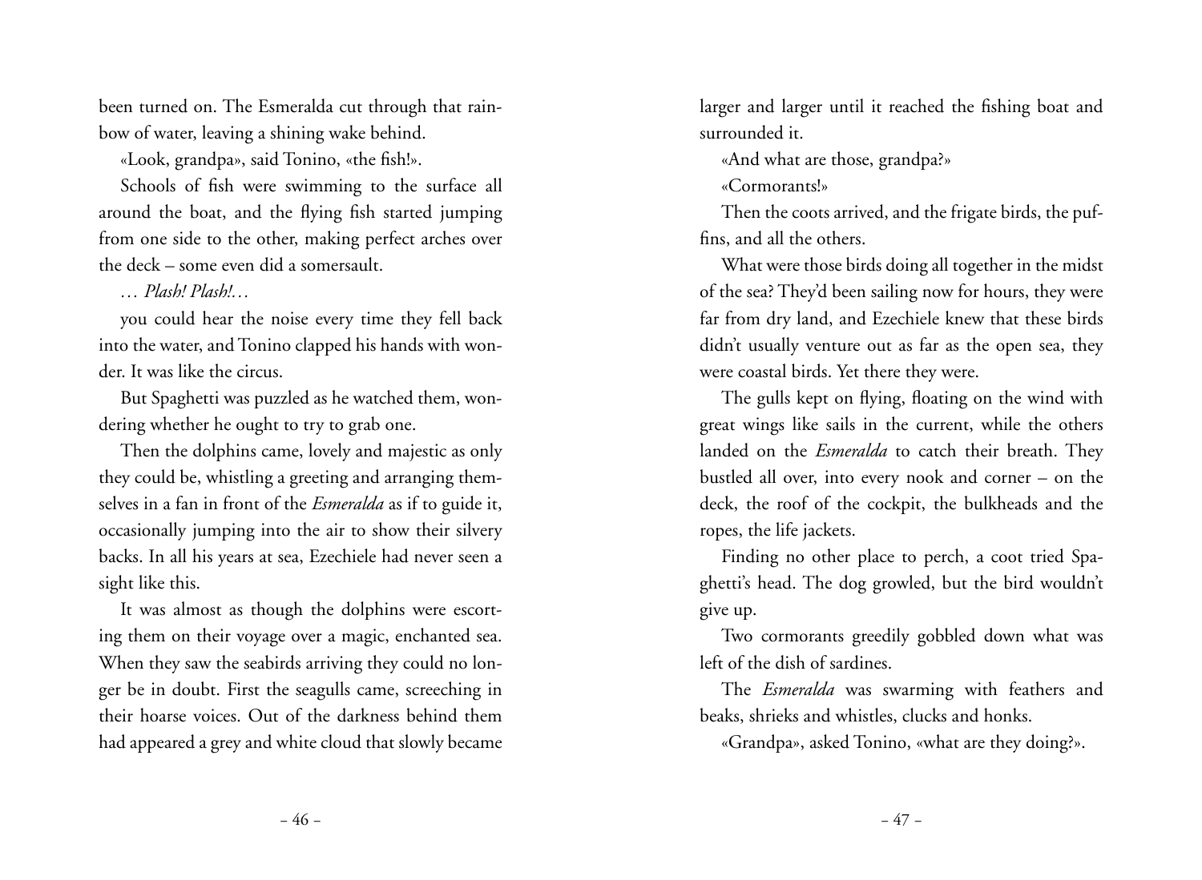been turned on. The Esmeralda cut through that rainbow of water, leaving a shining wake behind.

«Look, grandpa», said Tonino, «the fish!».

Schools of fish were swimming to the surface all around the boat, and the flying fish started jumping from one side to the other, making perfect arches over the deck – some even did a somersault.

… *Plash! Plash!…*

you could hear the noise every time they fell back into the water, and Tonino clapped his hands with wonder. It was like the circus.

But Spaghetti was puzzled as he watched them, wondering whether he ought to try to grab one.

Then the dolphins came, lovely and majestic as only they could be, whistling a greeting and arranging themselves in a fan in front of the *Esmeralda* as if to guide it, occasionally jumping into the air to show their silvery backs. In all his years at sea, Ezechiele had never seen a sight like this.

It was almost as though the dolphins were escorting them on their voyage over a magic, enchanted sea. When they saw the seabirds arriving they could no longer be in doubt. First the seagulls came, screeching in their hoarse voices. Out of the darkness behind them had appeared a grey and white cloud that slowly became larger and larger until it reached the fishing boat and surrounded it.

«And what are those, grandpa?»

«Cormorants!»

Then the coots arrived, and the frigate birds, the puffins, and all the others.

What were those birds doing all together in the midst of the sea? They'd been sailing now for hours, they were far from dry land, and Ezechiele knew that these birds didn't usually venture out as far as the open sea, they were coastal birds. Yet there they were.

The gulls kept on flying, floating on the wind with great wings like sails in the current, while the others landed on the *Esmeralda* to catch their breath. They bustled all over, into every nook and corner – on the deck, the roof of the cockpit, the bulkheads and the ropes, the life jackets.

Finding no other place to perch, a coot tried Spaghetti's head. The dog growled, but the bird wouldn't give up.

Two cormorants greedily gobbled down what was left of the dish of sardines.

The *Esmeralda* was swarming with feathers and beaks, shrieks and whistles, clucks and honks.

«Grandpa», asked Tonino, «what are they doing?».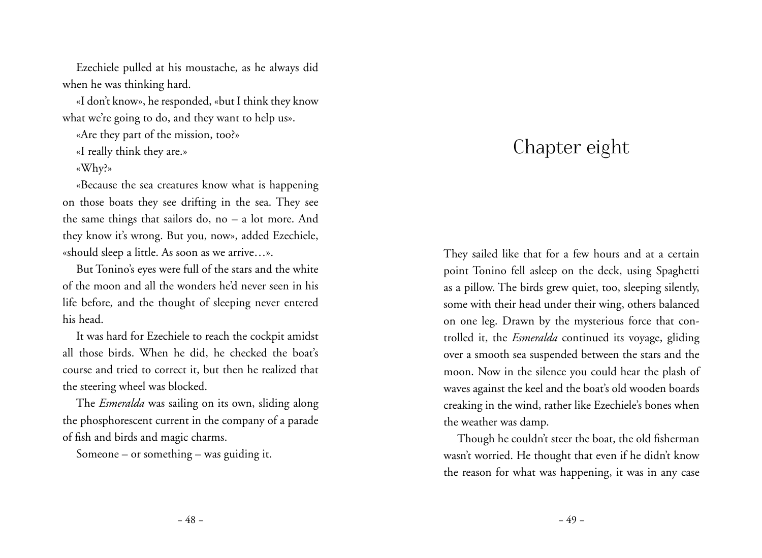Ezechiele pulled at his moustache, as he always did when he was thinking hard.

«I don't know», he responded, «but I think they know what we're going to do, and they want to help us».

«Are they part of the mission, too?»

«I really think they are.»

«Why?»

«Because the sea creatures know what is happening on those boats they see drifting in the sea. They see the same things that sailors do, no – a lot more. And they know it's wrong. But you, now», added Ezechiele, «should sleep a little. As soon as we arrive…».

But Tonino's eyes were full of the stars and the white of the moon and all the wonders he'd never seen in his life before, and the thought of sleeping never entered his head.

It was hard for Ezechiele to reach the cockpit amidst all those birds. When he did, he checked the boat's course and tried to correct it, but then he realized that the steering wheel was blocked.

The *Esmeralda* was sailing on its own, sliding along the phosphorescent current in the company of a parade of fish and birds and magic charms.

Someone – or something – was guiding it.

# Chapter eight

They sailed like that for a few hours and at a certain point Tonino fell asleep on the deck, using Spaghetti as a pillow. The birds grew quiet, too, sleeping silently, some with their head under their wing, others balanced on one leg. Drawn by the mysterious force that controlled it, the *Esmeralda* continued its voyage, gliding over a smooth sea suspended between the stars and the moon. Now in the silence you could hear the plash of waves against the keel and the boat's old wooden boards creaking in the wind, rather like Ezechiele's bones when the weather was damp.

Though he couldn't steer the boat, the old fisherman wasn't worried. He thought that even if he didn't know the reason for what was happening, it was in any case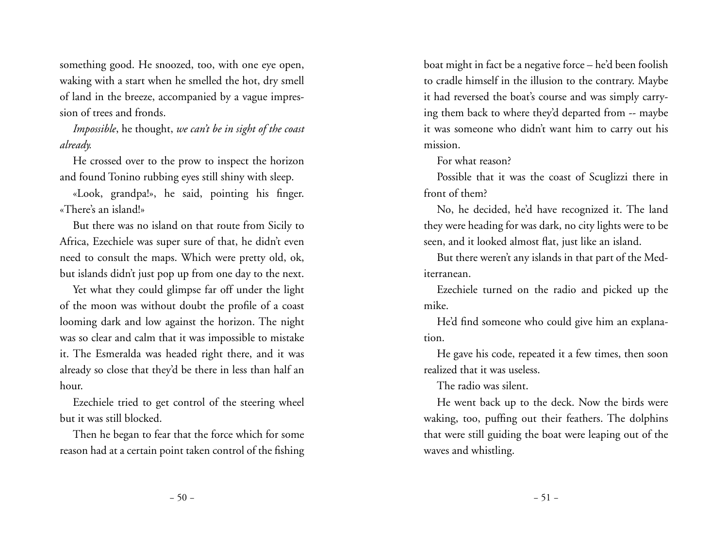something good. He snoozed, too, with one eye open, waking with a start when he smelled the hot, dry smell of land in the breeze, accompanied by a vague impression of trees and fronds.

*Impossible*, he thought, *we can't be in sight of the coast already.*

He crossed over to the prow to inspect the horizon and found Tonino rubbing eyes still shiny with sleep.

«Look, grandpa!», he said, pointing his finger. «There's an island!»

But there was no island on that route from Sicily to Africa, Ezechiele was super sure of that, he didn't even need to consult the maps. Which were pretty old, ok, but islands didn't just pop up from one day to the next.

Yet what they could glimpse far off under the light of the moon was without doubt the profile of a coast looming dark and low against the horizon. The night was so clear and calm that it was impossible to mistake it. The Esmeralda was headed right there, and it was already so close that they'd be there in less than half an hour.

Ezechiele tried to get control of the steering wheel but it was still blocked.

Then he began to fear that the force which for some reason had at a certain point taken control of the fishing boat might in fact be a negative force – he'd been foolish to cradle himself in the illusion to the contrary. Maybe it had reversed the boat's course and was simply carrying them back to where they'd departed from -- maybe it was someone who didn't want him to carry out his mission.

For what reason?

Possible that it was the coast of Scuglizzi there in front of them?

No, he decided, he'd have recognized it. The land they were heading for was dark, no city lights were to be seen, and it looked almost flat, just like an island.

But there weren't any islands in that part of the Mediterranean.

Ezechiele turned on the radio and picked up the mike.

He'd find someone who could give him an explanation.

He gave his code, repeated it a few times, then soon realized that it was useless.

The radio was silent.

He went back up to the deck. Now the birds were waking, too, puffing out their feathers. The dolphins that were still guiding the boat were leaping out of the waves and whistling.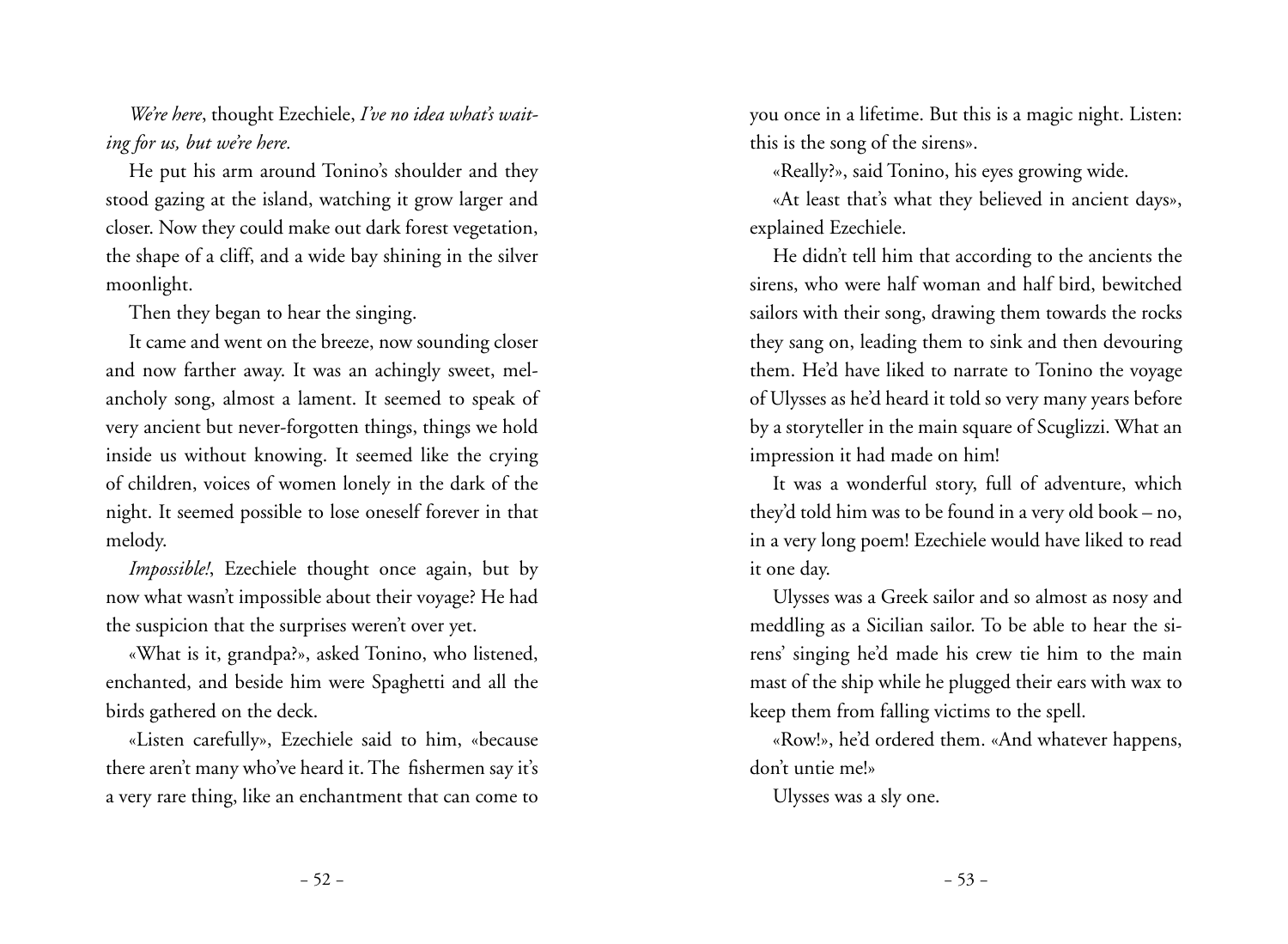*We're here*, thought Ezechiele, *I've no idea what's waiting for us, but we're here.*

He put his arm around Tonino's shoulder and they stood gazing at the island, watching it grow larger and closer. Now they could make out dark forest vegetation, the shape of a cliff, and a wide bay shining in the silver moonlight.

Then they began to hear the singing.

It came and went on the breeze, now sounding closer and now farther away. It was an achingly sweet, melancholy song, almost a lament. It seemed to speak of very ancient but never-forgotten things, things we hold inside us without knowing. It seemed like the crying of children, voices of women lonely in the dark of the night. It seemed possible to lose oneself forever in that melody.

*Impossible!*, Ezechiele thought once again, but by now what wasn't impossible about their voyage? He had the suspicion that the surprises weren't over yet.

«What is it, grandpa?», asked Tonino, who listened, enchanted, and beside him were Spaghetti and all the birds gathered on the deck.

«Listen carefully», Ezechiele said to him, «because there aren't many who've heard it. The fishermen say it's a very rare thing, like an enchantment that can come to you once in a lifetime. But this is a magic night. Listen: this is the song of the sirens».

«Really?», said Tonino, his eyes growing wide.

«At least that's what they believed in ancient days», explained Ezechiele.

He didn't tell him that according to the ancients the sirens, who were half woman and half bird, bewitched sailors with their song, drawing them towards the rocks they sang on, leading them to sink and then devouring them. He'd have liked to narrate to Tonino the voyage of Ulysses as he'd heard it told so very many years before by a storyteller in the main square of Scuglizzi. What an impression it had made on him!

It was a wonderful story, full of adventure, which they'd told him was to be found in a very old book – no, in a very long poem! Ezechiele would have liked to read it one day.

Ulysses was a Greek sailor and so almost as nosy and meddling as a Sicilian sailor. To be able to hear the sirens' singing he'd made his crew tie him to the main mast of the ship while he plugged their ears with wax to keep them from falling victims to the spell.

«Row!», he'd ordered them. «And whatever happens, don't untie me!»

Ulysses was a sly one.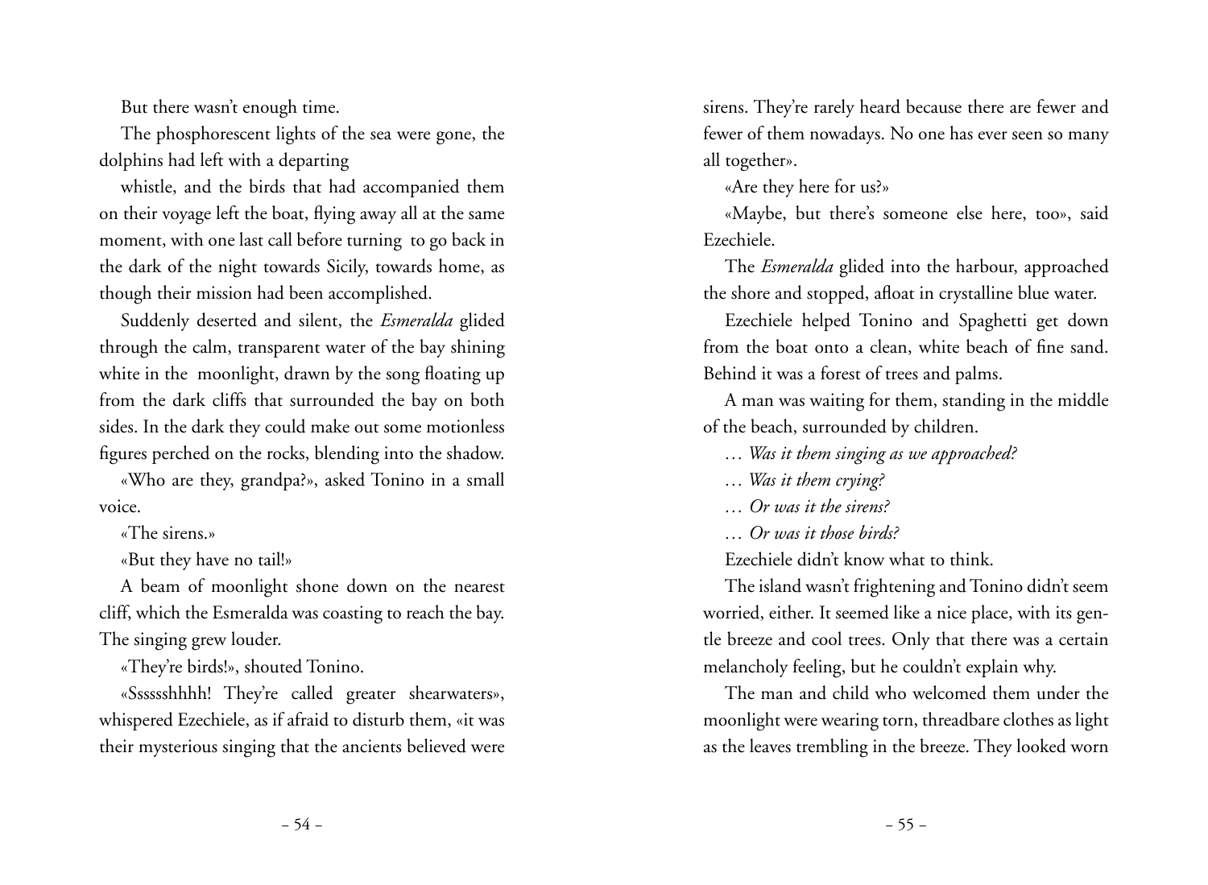But there wasn't enough time.

The phosphorescent lights of the sea were gone, the dolphins had left with a departing whistle, and the birds that had accompanied them on their voyage left the boat, flying away all at the same moment, with one last call before turning to go back in the dark of the night towards Sicily, towards home, as though their mission had been accomplished.

Suddenly deserted and silent, the *Esmeralda* glided through the calm, transparent water of the bay shining white in the moonlight, drawn by the song floating up from the dark cliffs that surrounded the bay on both sides. In the dark they could make out some motionless figures perched on the rocks, blending into the shadow.

«Who are they, grandpa?», asked Tonino in a small voice.

«The sirens.»

«But they have no tail!»

A beam of moonlight shone down on the nearest cliff, which the Esmeralda was coasting to reach the bay. The singing grew louder.

«They're birds!», shouted Tonino.

«Sssssshhhh! They're called greater shearwaters», whispered Ezechiele, as if afraid to disturb them, «it was their mysterious singing that the ancients believed were sirens. They're rarely heard because there are fewer and fewer of them nowadays. No one has ever seen so many all together».

«Are they here for us?»

«Maybe, but there's someone else here, too», said Ezechiele.

The *Esmeralda* glided into the harbour, approached the shore and stopped, afloat in crystalline blue water.

Ezechiele helped Tonino and Spaghetti get down from the boat onto a clean, white beach of fine sand. Behind it was a forest of trees and palms.

A man was waiting for them, standing in the middle of the beach, surrounded by children.

*… Was it them singing as we approached?*

*… Was it them crying?*

*… Or was it the sirens?*

*… Or was it those birds?*

Ezechiele didn't know what to think.

The island wasn't frightening and Tonino didn't seem worried, either. It seemed like a nice place, with its gentle breeze and cool trees. Only that there was a certain melancholy feeling, but he couldn't explain why.

The man and child who welcomed them under the moonlight were wearing torn, threadbare clothes as light as the leaves trembling in the breeze. They looked worn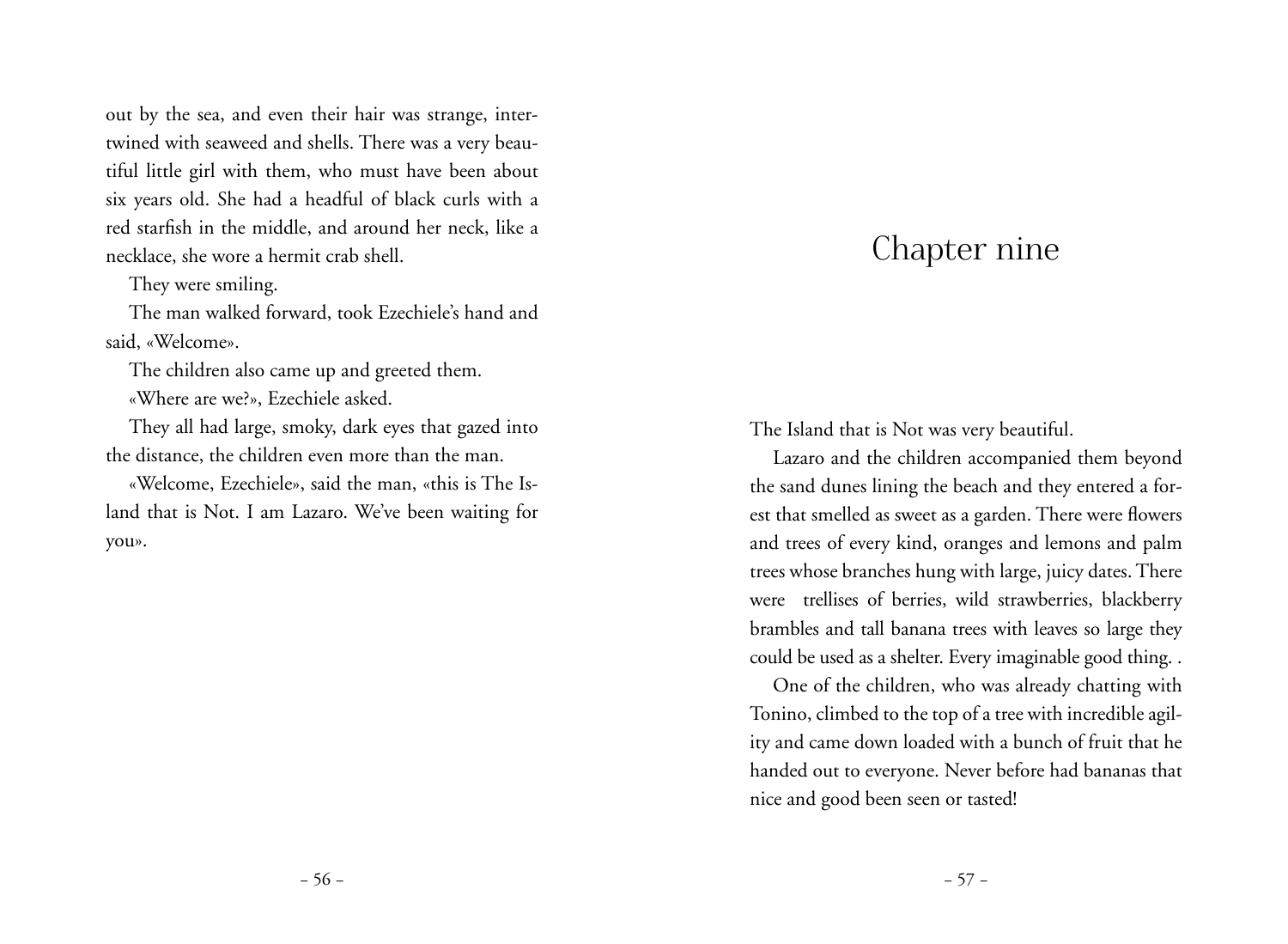out by the sea, and even their hair was strange, intertwined with seaweed and shells. There was a very beautiful little girl with them, who must have been about six years old. She had a headful of black curls with a red starfish in the middle, and around her neck, like a necklace, she wore a hermit crab shell.

They were smiling.

The man walked forward, took Ezechiele's hand and said, «Welcome».

The children also came up and greeted them.

«Where are we?», Ezechiele asked.

They all had large, smoky, dark eyes that gazed into the distance, the children even more than the man.

«Welcome, Ezechiele», said the man, «this is The Island that is Not. I am Lazaro. We've been waiting for you».

# Chapter nine

The Island that is Not was very beautiful.

Lazaro and the children accompanied them beyond the sand dunes lining the beach and they entered a forest that smelled as sweet as a garden. There were flowers and trees of every kind, oranges and lemons and palm trees whose branches hung with large, juicy dates. There were trellises of berries, wild strawberries, blackberry brambles and tall banana trees with leaves so large they could be used as a shelter. Every imaginable good thing. .

One of the children, who was already chatting with Tonino, climbed to the top of a tree with incredible agility and came down loaded with a bunch of fruit that he handed out to everyone. Never before had bananas that nice and good been seen or tasted!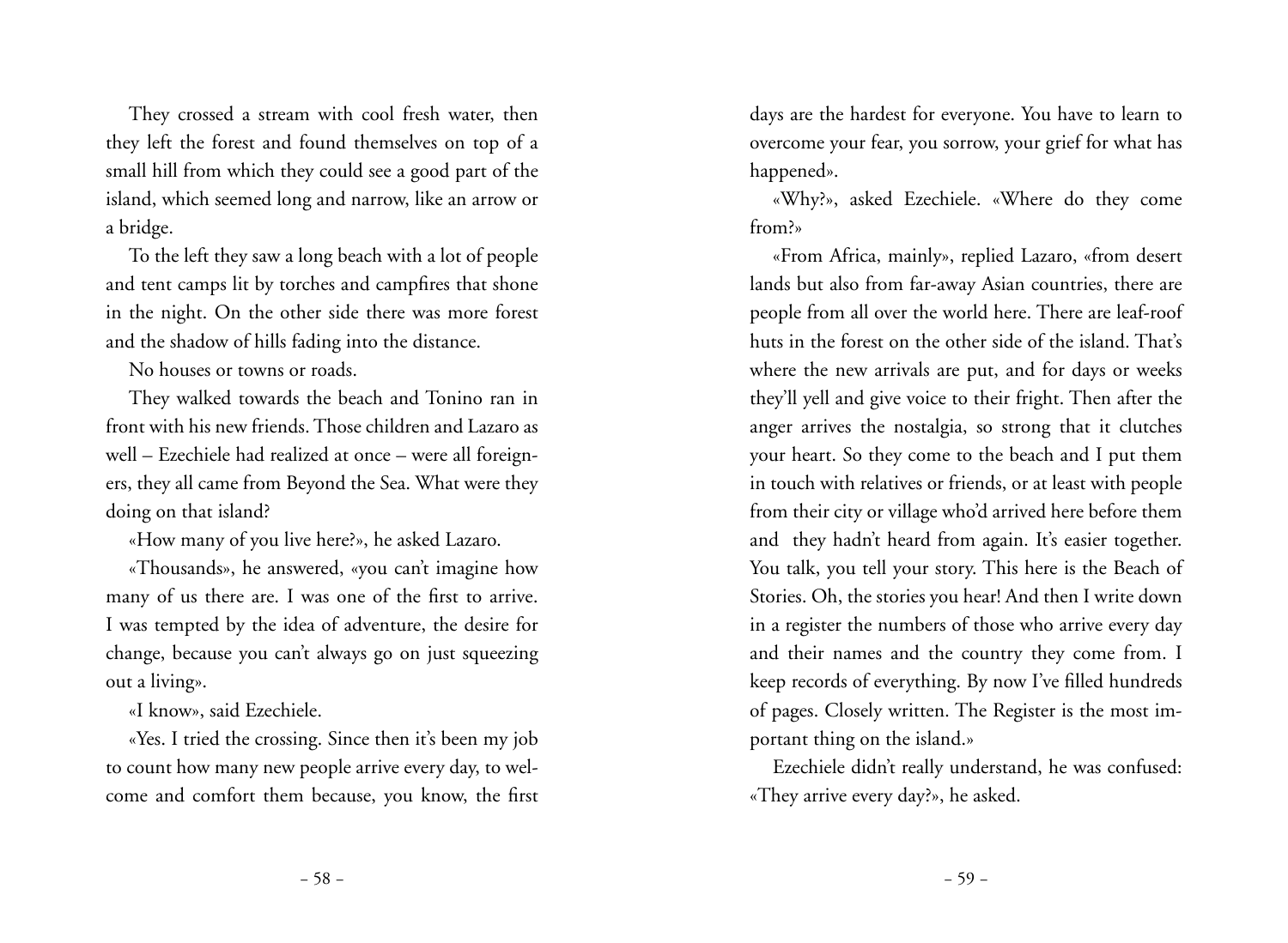They crossed a stream with cool fresh water, then they left the forest and found themselves on top of a small hill from which they could see a good part of the island, which seemed long and narrow, like an arrow or a bridge.

To the left they saw a long beach with a lot of people and tent camps lit by torches and campfires that shone in the night. On the other side there was more forest and the shadow of hills fading into the distance.

No houses or towns or roads.

They walked towards the beach and Tonino ran in front with his new friends. Those children and Lazaro as well – Ezechiele had realized at once – were all foreigners, they all came from Beyond the Sea. What were they doing on that island?

«How many of you live here?», he asked Lazaro.

«Thousands», he answered, «you can't imagine how many of us there are. I was one of the first to arrive. I was tempted by the idea of adventure, the desire for change, because you can't always go on just squeezing out a living».

«I know», said Ezechiele.

«Yes. I tried the crossing. Since then it's been my job to count how many new people arrive every day, to welcome and comfort them because, you know, the first days are the hardest for everyone. You have to learn to overcome your fear, you sorrow, your grief for what has happened».

«Why?», asked Ezechiele. «Where do they come from?»

«From Africa, mainly», replied Lazaro, «from desert lands but also from far-away Asian countries, there are people from all over the world here. There are leaf-roof huts in the forest on the other side of the island. That's where the new arrivals are put, and for days or weeks they'll yell and give voice to their fright. Then after the anger arrives the nostalgia, so strong that it clutches your heart. So they come to the beach and I put them in touch with relatives or friends, or at least with people from their city or village who'd arrived here before them and they hadn't heard from again. It's easier together. You talk, you tell your story. This here is the Beach of Stories. Oh, the stories you hear! And then I write down in a register the numbers of those who arrive every day and their names and the country they come from. I keep records of everything. By now I've filled hundreds of pages. Closely written. The Register is the most important thing on the island.»

Ezechiele didn't really understand, he was confused: «They arrive every day?», he asked.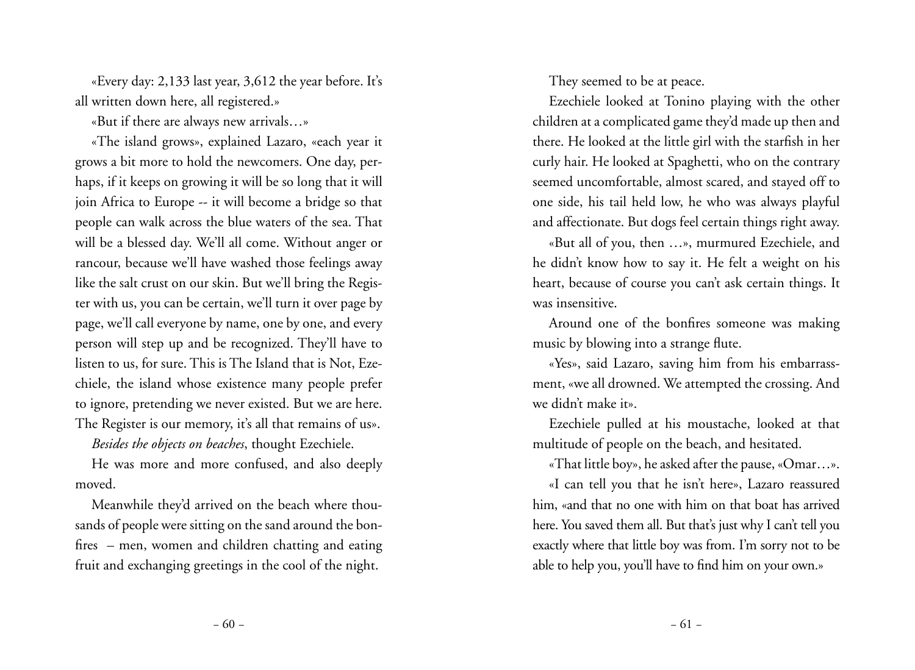«Every day: 2,133 last year, 3,612 the year before. It's all written down here, all registered.»

«But if there are always new arrivals…»

«The island grows», explained Lazaro, «each year it grows a bit more to hold the newcomers. One day, perhaps, if it keeps on growing it will be so long that it will join Africa to Europe -- it will become a bridge so that people can walk across the blue waters of the sea. That will be a blessed day. We'll all come. Without anger or rancour, because we'll have washed those feelings away like the salt crust on our skin. But we'll bring the Register with us, you can be certain, we'll turn it over page by page, we'll call everyone by name, one by one, and every person will step up and be recognized. They'll have to listen to us, for sure. This is The Island that is Not, Ezechiele, the island whose existence many people prefer to ignore, pretending we never existed. But we are here. The Register is our memory, it's all that remains of us».

*Besides the objects on beaches*, thought Ezechiele.

He was more and more confused, and also deeply moved.

Meanwhile they'd arrived on the beach where thousands of people were sitting on the sand around the bonfires – men, women and children chatting and eating fruit and exchanging greetings in the cool of the night.

They seemed to be at peace.

Ezechiele looked at Tonino playing with the other children at a complicated game they'd made up then and there. He looked at the little girl with the starfish in her curly hair. He looked at Spaghetti, who on the contrary seemed uncomfortable, almost scared, and stayed off to one side, his tail held low, he who was always playful and affectionate. But dogs feel certain things right away.

«But all of you, then …», murmured Ezechiele, and he didn't know how to say it. He felt a weight on his heart, because of course you can't ask certain things. It was insensitive.

Around one of the bonfires someone was making music by blowing into a strange flute.

«Yes», said Lazaro, saving him from his embarrassment, «we all drowned. We attempted the crossing. And we didn't make it».

Ezechiele pulled at his moustache, looked at that multitude of people on the beach, and hesitated.

«That little boy», he asked after the pause, «Omar…».

«I can tell you that he isn't here», Lazaro reassured him, «and that no one with him on that boat has arrived here. You saved them all. But that's just why I can't tell you exactly where that little boy was from. I'm sorry not to be able to help you, you'll have to find him on your own.»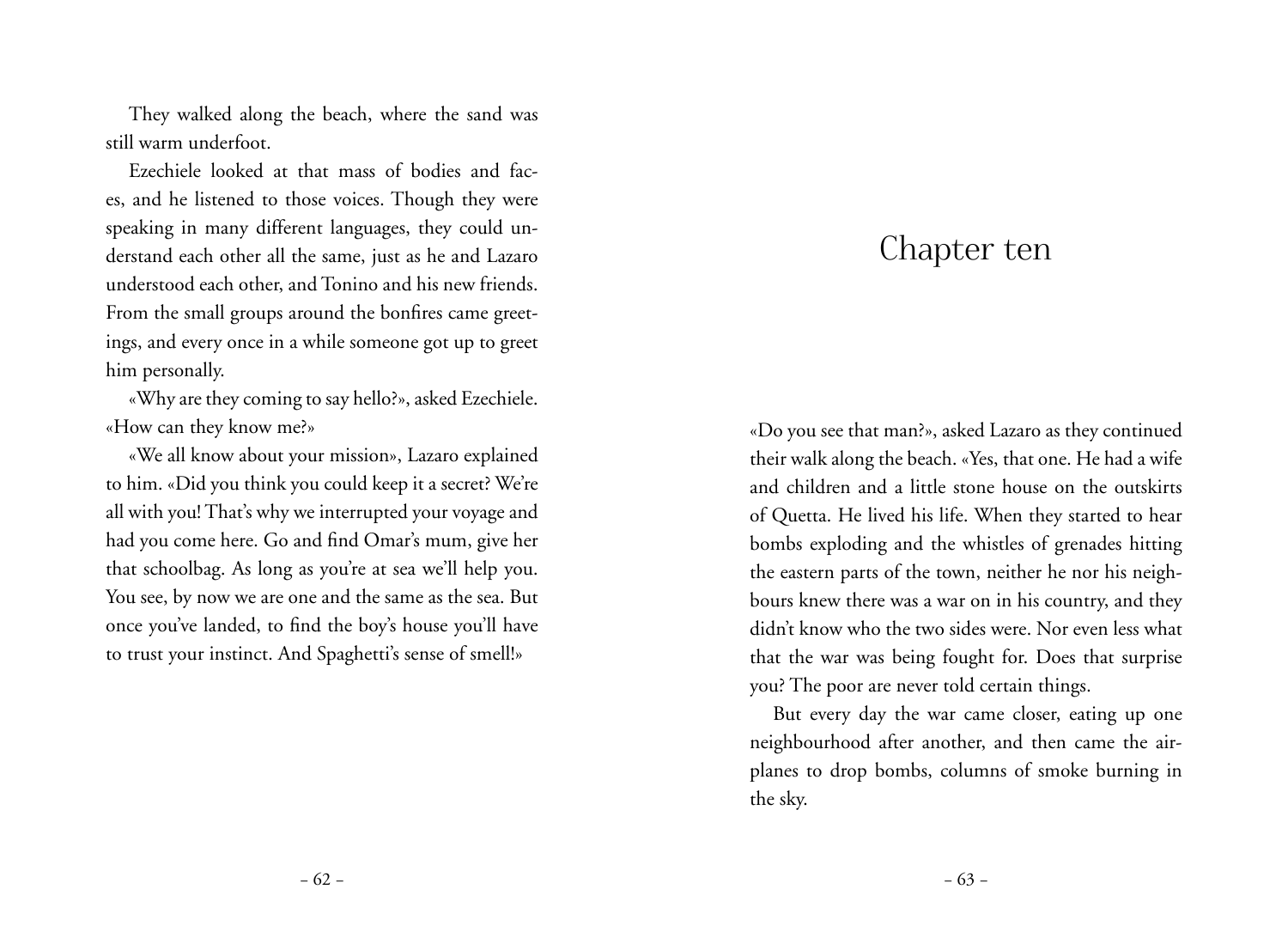They walked along the beach, where the sand was still warm underfoot.

Ezechiele looked at that mass of bodies and faces, and he listened to those voices. Though they were speaking in many different languages, they could understand each other all the same, just as he and Lazaro understood each other, and Tonino and his new friends. From the small groups around the bonfires came greetings, and every once in a while someone got up to greet him personally.

«Why are they coming to say hello?», asked Ezechiele. «How can they know me?»

«We all know about your mission», Lazaro explained to him. «Did you think you could keep it a secret? We're all with you! That's why we interrupted your voyage and had you come here. Go and find Omar's mum, give her that schoolbag. As long as you're at sea we'll help you. You see, by now we are one and the same as the sea. But once you've landed, to find the boy's house you'll have to trust your instinct. And Spaghetti's sense of smell!»

# Chapter ten

«Do you see that man?», asked Lazaro as they continued their walk along the beach. «Yes, that one. He had a wife and children and a little stone house on the outskirts of Quetta. He lived his life. When they started to hear bombs exploding and the whistles of grenades hitting the eastern parts of the town, neither he nor his neighbours knew there was a war on in his country, and they didn't know who the two sides were. Nor even less what that the war was being fought for. Does that surprise you? The poor are never told certain things.

But every day the war came closer, eating up one neighbourhood after another, and then came the airplanes to drop bombs, columns of smoke burning in the sky.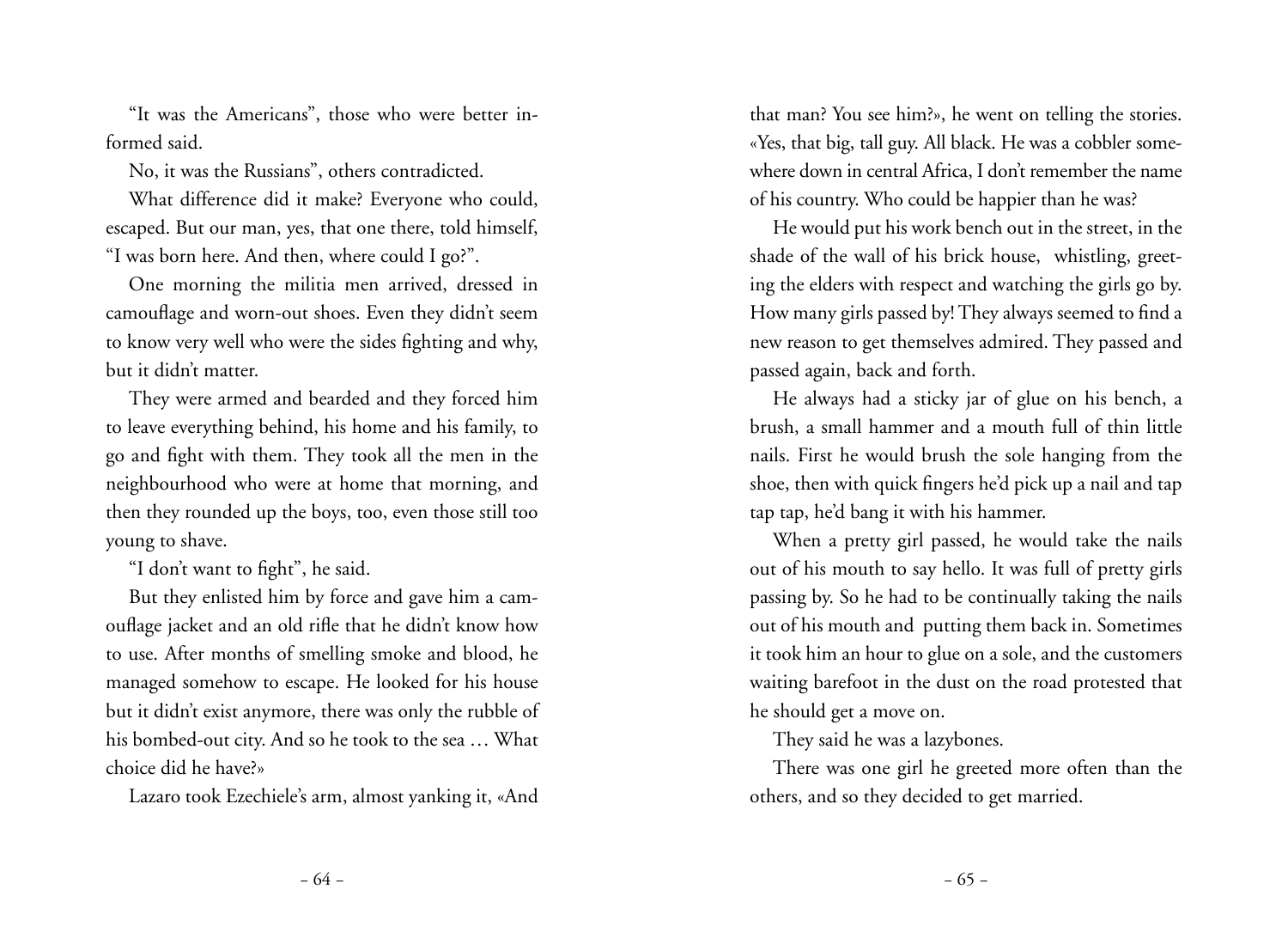"It was the Americans", those who were better informed said.

No, it was the Russians", others contradicted.

What difference did it make? Everyone who could, escaped. But our man, yes, that one there, told himself, "I was born here. And then, where could I go?".

One morning the militia men arrived, dressed in camouflage and worn-out shoes. Even they didn't seem to know very well who were the sides fighting and why, but it didn't matter.

They were armed and bearded and they forced him to leave everything behind, his home and his family, to go and fight with them. They took all the men in the neighbourhood who were at home that morning, and then they rounded up the boys, too, even those still too young to shave.

"I don't want to fight", he said.

But they enlisted him by force and gave him a camouflage jacket and an old rifle that he didn't know how to use. After months of smelling smoke and blood, he managed somehow to escape. He looked for his house but it didn't exist anymore, there was only the rubble of his bombed-out city. And so he took to the sea … What choice did he have?»

Lazaro took Ezechiele's arm, almost yanking it, «And that man? You see him?», he went on telling the stories. «Yes, that big, tall guy. All black. He was a cobbler somewhere down in central Africa, I don't remember the name of his country. Who could be happier than he was?

He would put his work bench out in the street, in the shade of the wall of his brick house, whistling, greeting the elders with respect and watching the girls go by. How many girls passed by! They always seemed to find a new reason to get themselves admired. They passed and passed again, back and forth.

He always had a sticky jar of glue on his bench, a brush, a small hammer and a mouth full of thin little nails. First he would brush the sole hanging from the shoe, then with quick fingers he'd pick up a nail and tap tap tap, he'd bang it with his hammer.

When a pretty girl passed, he would take the nails out of his mouth to say hello. It was full of pretty girls passing by. So he had to be continually taking the nails out of his mouth and putting them back in. Sometimes it took him an hour to glue on a sole, and the customers waiting barefoot in the dust on the road protested that he should get a move on.

They said he was a lazybones.

There was one girl he greeted more often than the others, and so they decided to get married.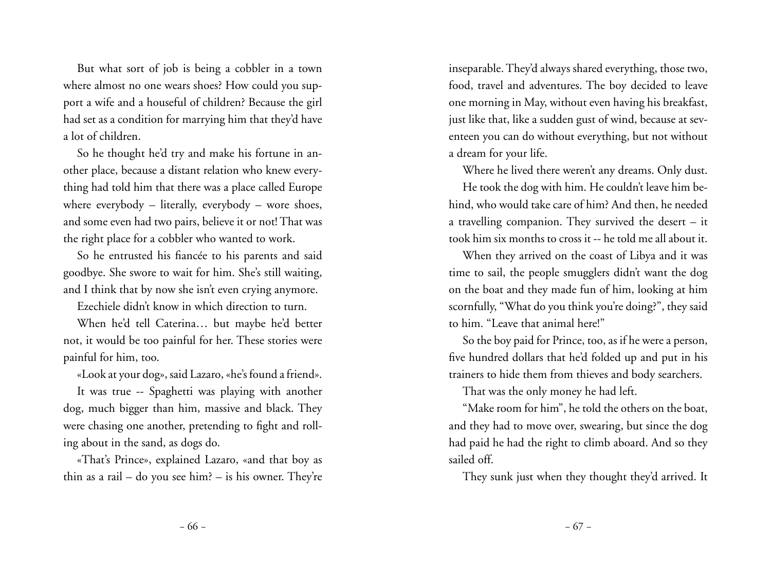But what sort of job is being a cobbler in a town where almost no one wears shoes? How could you support a wife and a houseful of children? Because the girl had set as a condition for marrying him that they'd have a lot of children.

So he thought he'd try and make his fortune in another place, because a distant relation who knew everything had told him that there was a place called Europe where everybody – literally, everybody – wore shoes, and some even had two pairs, believe it or not! That was the right place for a cobbler who wanted to work.

So he entrusted his fiancée to his parents and said goodbye. She swore to wait for him. She's still waiting, and I think that by now she isn't even crying anymore.

Ezechiele didn't know in which direction to turn.

When he'd tell Caterina… but maybe he'd better not, it would be too painful for her. These stories were painful for him, too.

«Look at your dog», said Lazaro, «he's found a friend».

It was true -- Spaghetti was playing with another dog, much bigger than him, massive and black. They were chasing one another, pretending to fight and rolling about in the sand, as dogs do.

«That's Prince», explained Lazaro, «and that boy as thin as a rail – do you see him? – is his owner. They're inseparable. They'd always shared everything, those two, food, travel and adventures. The boy decided to leave one morning in May, without even having his breakfast, just like that, like a sudden gust of wind, because at seventeen you can do without everything, but not without a dream for your life.

Where he lived there weren't any dreams. Only dust.

He took the dog with him. He couldn't leave him behind, who would take care of him? And then, he needed a travelling companion. They survived the desert – it took him six months to cross it -- he told me all about it.

When they arrived on the coast of Libya and it was time to sail, the people smugglers didn't want the dog on the boat and they made fun of him, looking at him scornfully, "What do you think you're doing?", they said to him. "Leave that animal here!"

So the boy paid for Prince, too, as if he were a person, five hundred dollars that he'd folded up and put in his trainers to hide them from thieves and body searchers.

That was the only money he had left.

"Make room for him", he told the others on the boat, and they had to move over, swearing, but since the dog had paid he had the right to climb aboard. And so they sailed off.

They sunk just when they thought they'd arrived. It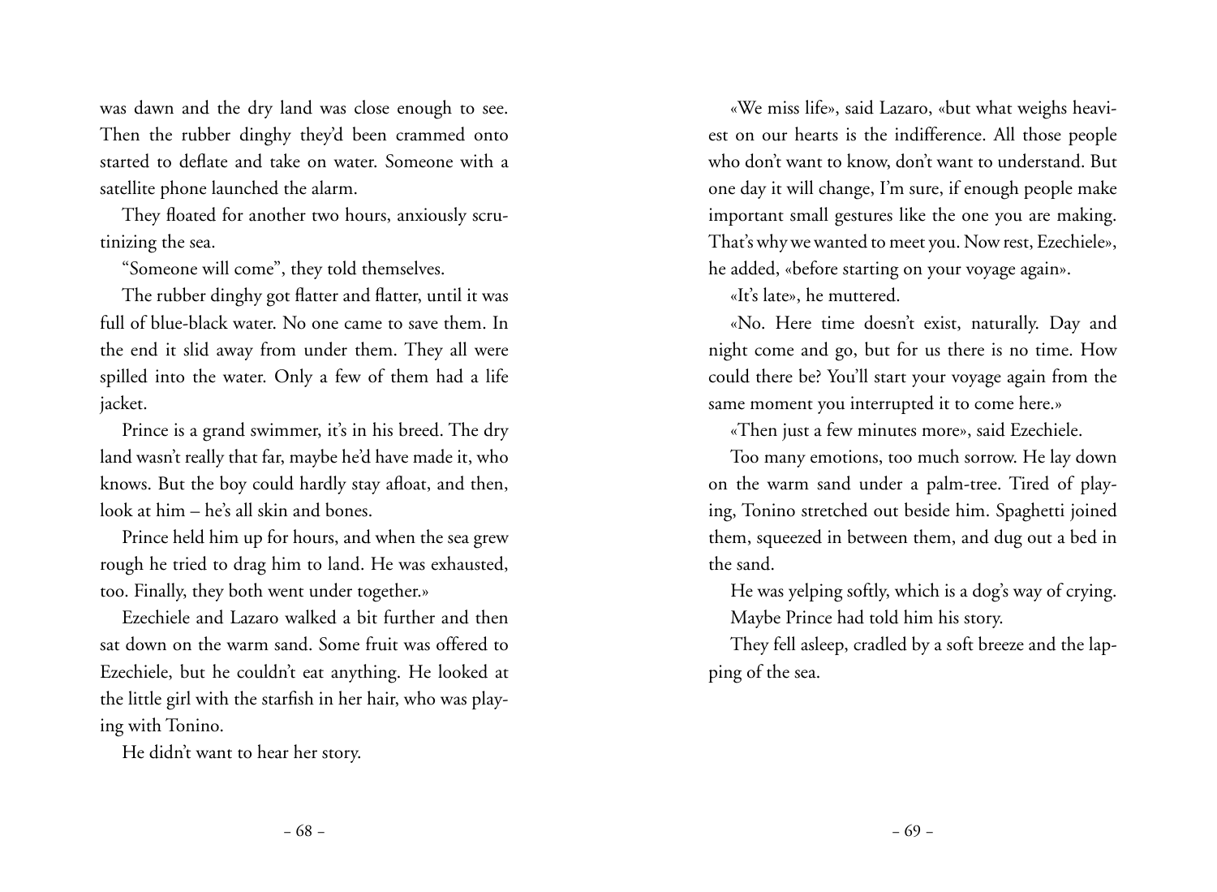was dawn and the dry land was close enough to see. Then the rubber dinghy they'd been crammed onto started to deflate and take on water. Someone with a satellite phone launched the alarm.

They floated for another two hours, anxiously scrutinizing the sea.

"Someone will come", they told themselves.

The rubber dinghy got flatter and flatter, until it was full of blue-black water. No one came to save them. In the end it slid away from under them. They all were spilled into the water. Only a few of them had a life jacket.

Prince is a grand swimmer, it's in his breed. The dry land wasn't really that far, maybe he'd have made it, who knows. But the boy could hardly stay afloat, and then, look at him – he's all skin and bones.

Prince held him up for hours, and when the sea grew rough he tried to drag him to land. He was exhausted, too. Finally, they both went under together.»

Ezechiele and Lazaro walked a bit further and then sat down on the warm sand. Some fruit was offered to Ezechiele, but he couldn't eat anything. He looked at the little girl with the starfish in her hair, who was playing with Tonino.

He didn't want to hear her story.

«We miss life», said Lazaro, «but what weighs heaviest on our hearts is the indifference. All those people who don't want to know, don't want to understand. But one day it will change, I'm sure, if enough people make important small gestures like the one you are making. That's why we wanted to meet you. Now rest, Ezechiele», he added, «before starting on your voyage again».

«It's late», he muttered.

«No. Here time doesn't exist, naturally. Day and night come and go, but for us there is no time. How could there be? You'll start your voyage again from the same moment you interrupted it to come here.»

«Then just a few minutes more», said Ezechiele.

Too many emotions, too much sorrow. He lay down on the warm sand under a palm-tree. Tired of playing, Tonino stretched out beside him. Spaghetti joined them, squeezed in between them, and dug out a bed in the sand.

He was yelping softly, which is a dog's way of crying. Maybe Prince had told him his story.

They fell asleep, cradled by a soft breeze and the lapping of the sea.